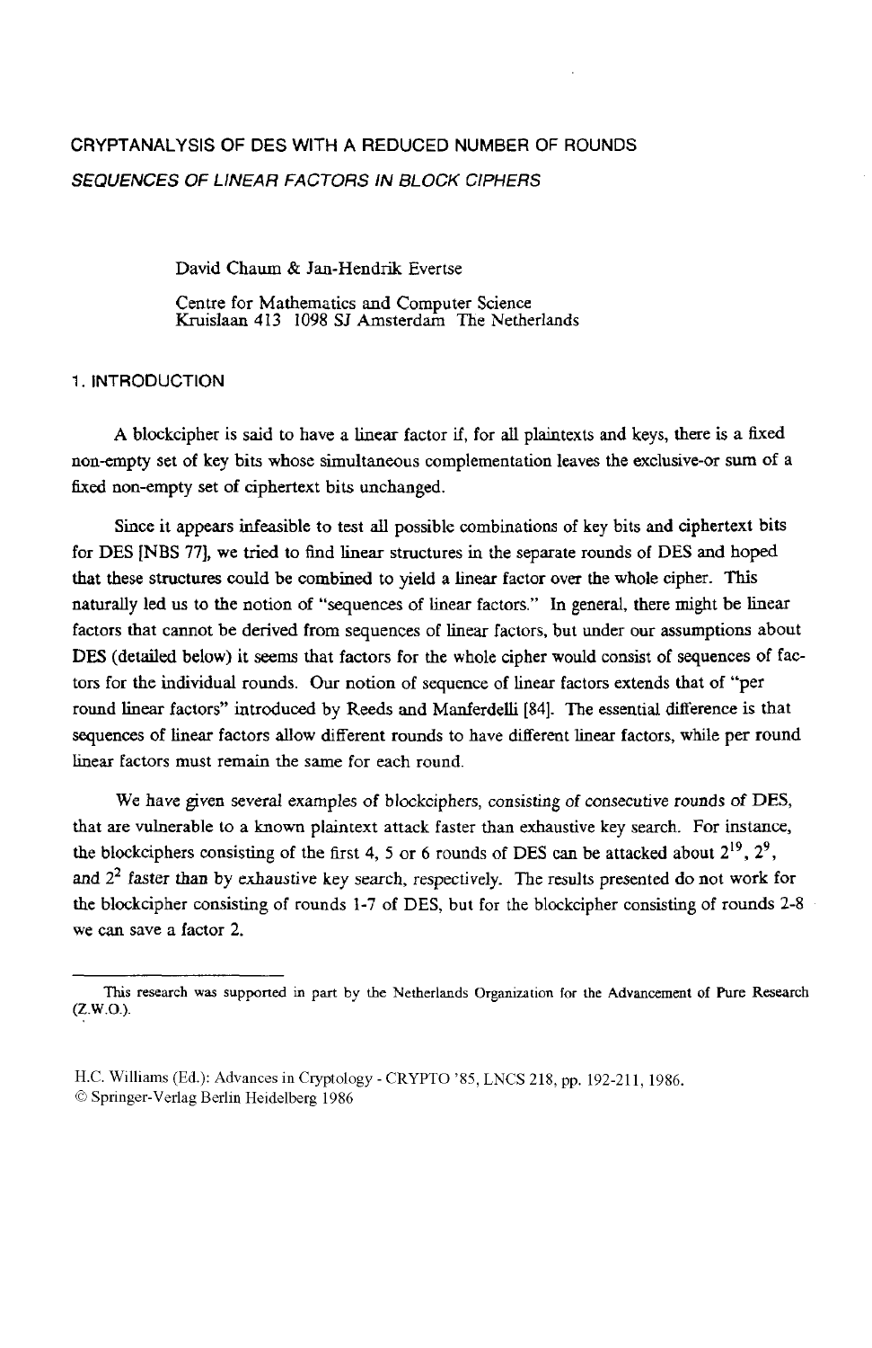# CRYPTANALYSIS OF DES WITH A REDUCED NUMBER OF ROUNDS

## *SEQUENCES OF LINEAR FACTORS IN BLOCK CIPHERS*

David Chaum & Jan-Hendrik Evertse

Centre for Mathematics and Computer Science
Kruislaan 413 1098 SJ Amsterdam The Netherlands

## 1. INTRODUCTION

A blockcipher is said to have a linear factor if, for all plaintexts and keys, there is a fixed non-empty set of key bits whose simultaneous complementation leaves the exclusive-or sum of a fixed non-empty set of ciphertext bits unchanged.

Since it appears infeasible to test all possible combinations of key bits and ciphertext bits for DES [NBS 77], we tried to find linear structures in the separate rounds of DES and hoped that these structures could be combined to yield a linear factor over the whole cipher. This naturally led us to the notion of "sequences of linear factors." In general, there might be linear factors that cannot be derived from sequences of linear factors, but under our assumptions about DES (detailed below) it seems that factors for the whole cipher would consist of sequences of factors for the individual rounds. Our notion of sequence of linear factors extends that of "per round linear factors" introduced by Reeds and Manferdelli [84]. The essential difference is that sequences of linear factors allow different rounds to have different linear factors, while per round linear factors must remain the same for each round.

We have given several examples of blockciphers, consisting of consecutive rounds of DES, that are vulnerable to a known plaintext attack faster than exhaustive key search. For instance, the blockciphers consisting of the first 4, 5 or 6 rounds of DES can be attacked about $2^{19}$, $2^{9}$, and $2^{2}$ faster than by exhaustive key search, respectively. The results presented do not work for the blockcipher consisting of rounds 1-7 of DES, but for the blockcipher consisting of rounds 2-8 we can save a factor 2.

---

This research was supported in part by the Netherlands Organization for the Advancement of Pure Research (Z.W.O.).

H.C. Williams (Ed.): Advances in Cryptology - CRYPTO '85, LNCS 218, pp. 192-211, 1986.
© Springer-Verlag Berlin Heidelberg 1986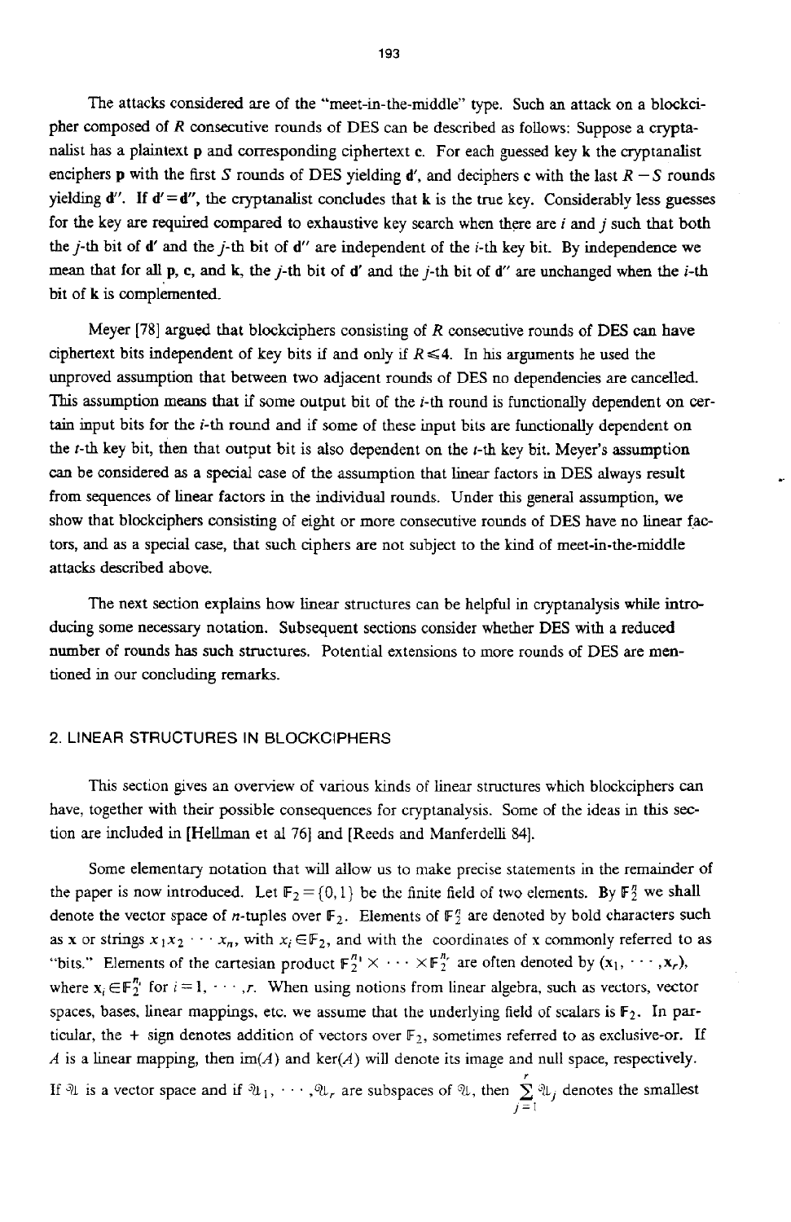The attacks considered are of the "meet-in-the-middle" type. Such an attack on a blockcipher composed of $R$ consecutive rounds of DES can be described as follows: Suppose a cryptanalist has a plaintext $\mathbf{p}$ and corresponding ciphertext $\mathbf{c}$. For each guessed key $\mathbf{k}$ the cryptanalist enciphers $\mathbf{p}$ with the first $S$ rounds of DES yielding $\mathbf{d}'$, and deciphers $\mathbf{c}$ with the last $R-S$ rounds yielding $\mathbf{d}''$. If $\mathbf{d}'=\mathbf{d}''$, the cryptanalist concludes that $\mathbf{k}$ is the true key. Considerably less guesses for the key are required compared to exhaustive key search when there are $i$ and $j$ such that both the $j$-th bit of $\mathbf{d}'$ and the $j$-th bit of $\mathbf{d}''$ are independent of the $i$-th key bit. By independence we mean that for all $\mathbf{p}$, $\mathbf{c}$, and $\mathbf{k}$, the $j$-th bit of $\mathbf{d}'$ and the $j$-th bit of $\mathbf{d}''$ are unchanged when the $i$-th bit of $\mathbf{k}$ is complemented.

Meyer [78] argued that blockciphers consisting of $R$ consecutive rounds of DES can have ciphertext bits independent of key bits if and only if $R \leq 4$. In his arguments he used the unproved assumption that between two adjacent rounds of DES no dependencies are cancelled. This assumption means that if some output bit of the $i$-th round is functionally dependent on certain input bits for the $i$-th round and if some of these input bits are functionally dependent on the $t$-th key bit, then that output bit is also dependent on the $t$-th key bit. Meyer's assumption can be considered as a special case of the assumption that linear factors in DES always result from sequences of linear factors in the individual rounds. Under this general assumption, we show that blockciphers consisting of eight or more consecutive rounds of DES have no linear factors, and as a special case, that such ciphers are not subject to the kind of meet-in-the-middle attacks described above.

The next section explains how linear structures can be helpful in cryptanalysis while introducing some necessary notation. Subsequent sections consider whether DES with a reduced number of rounds has such structures. Potential extensions to more rounds of DES are mentioned in our concluding remarks.

## 2. LINEAR STRUCTURES IN BLOCKCIPHERS

This section gives an overview of various kinds of linear structures which blockciphers can have, together with their possible consequences for cryptanalysis. Some of the ideas in this section are included in [Hellman et al 76] and [Reeds and Manferdelli 84].

Some elementary notation that will allow us to make precise statements in the remainder of the paper is now introduced. Let $\mathbb{F}_2 = \{0,1\}$ be the finite field of two elements. By $\mathbb{F}_2^n$ we shall denote the vector space of $n$-tuples over $\mathbb{F}_2$. Elements of $\mathbb{F}_2^n$ are denoted by bold characters such as $\mathbf{x}$ or strings $x_1 x_2 \cdots x_n$, with $x_i \in \mathbb{F}_2$, and with the coordinates of $\mathbf{x}$ commonly referred to as "bits." Elements of the cartesian product $\mathbb{F}_2^{n_1} \times \cdots \times \mathbb{F}_2^{n_r}$ are often denoted by $(\mathbf{x}_1, \cdots, \mathbf{x}_r)$, where $\mathbf{x}_i \in \mathbb{F}_2^{n_i}$ for $i=1, \cdots, r$. When using notions from linear algebra, such as vectors, vector spaces, bases, linear mappings, etc. we assume that the underlying field of scalars is $\mathbb{F}_2$. In particular, the $+$ sign denotes addition of vectors over $\mathbb{F}_2$, sometimes referred to as exclusive-or. If $A$ is a linear mapping, then $\mathrm{im}(A)$ and $\ker(A)$ will denote its image and null space, respectively. If $\mathcal{U}$ is a vector space and if $\mathcal{U}_1, \cdots, \mathcal{U}_r$ are subspaces of $\mathcal{U}$, then $\sum_{j=1}^{r} \mathcal{U}_j$ denotes the smallest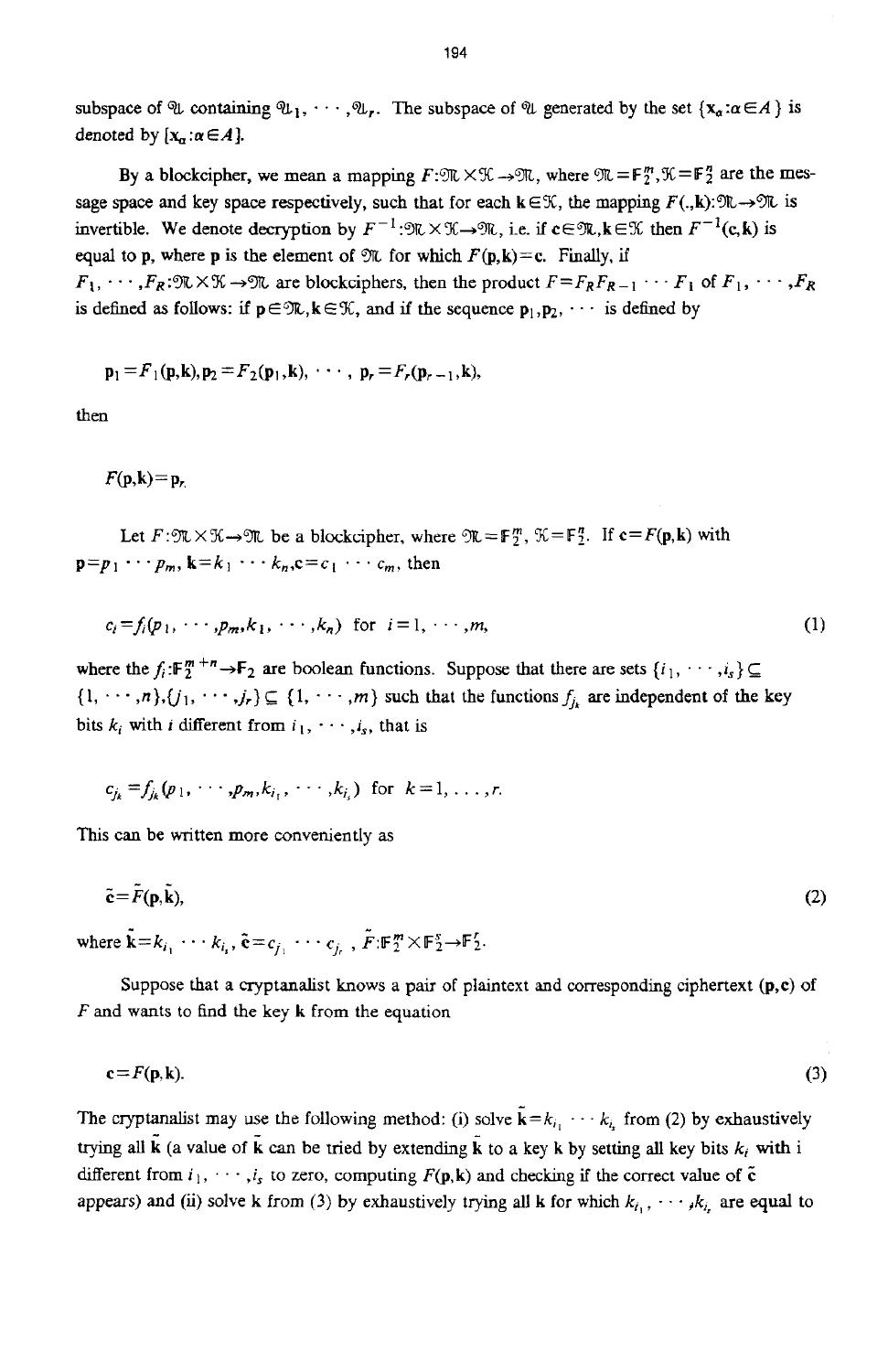subspace of $\mathcal{U}$ containing $\mathcal{U}_1, \cdots, \mathcal{U}_r$. The subspace of $\mathcal{U}$ generated by the set $\{\mathbf{x}_\alpha : \alpha \in A\}$ is denoted by $[\mathbf{x}_\alpha : \alpha \in A]$.

By a blockcipher, we mean a mapping $F : \mathcal{M} \times \mathcal{K} \to \mathcal{M}$, where $\mathcal{M} = \mathbf{F}_2^m, \mathcal{K} = \mathbf{F}_2^n$ are the message space and key space respectively, such that for each $\mathbf{k} \in \mathcal{K}$, the mapping $F(.,\mathbf{k}) : \mathcal{M} \to \mathcal{M}$ is invertible. We denote decryption by $F^{-1} : \mathcal{M} \times \mathcal{K} \to \mathcal{M}$, i.e. if $\mathbf{c} \in \mathcal{M}, \mathbf{k} \in \mathcal{K}$ then $F^{-1}(\mathbf{c},\mathbf{k})$ is equal to $\mathbf{p}$, where $\mathbf{p}$ is the element of $\mathcal{M}$ for which $F(\mathbf{p},\mathbf{k}) = \mathbf{c}$. Finally, if $F_1, \cdots, F_R : \mathcal{M} \times \mathcal{K} \to \mathcal{M}$ are blockciphers, then the product $F = F_R F_{R-1} \cdots F_1$ of $F_1, \cdots, F_R$ is defined as follows: if $\mathbf{p} \in \mathcal{M}, \mathbf{k} \in \mathcal{K}$, and if the sequence $\mathbf{p}_1, \mathbf{p}_2, \cdots$ is defined by

$$\mathbf{p}_1 = F_1(\mathbf{p},\mathbf{k}), \mathbf{p}_2 = F_2(\mathbf{p}_1,\mathbf{k}), \cdots, \mathbf{p}_r = F_r(\mathbf{p}_{r-1},\mathbf{k}),$$

then

$$F(\mathbf{p},\mathbf{k}) = \mathbf{p}_r.$$

Let $F : \mathcal{M} \times \mathcal{K} \to \mathcal{M}$ be a blockcipher, where $\mathcal{M} = \mathbf{F}_2^m$, $\mathcal{K} = \mathbf{F}_2^n$. If $\mathbf{c} = F(\mathbf{p},\mathbf{k})$ with $\mathbf{p} = p_1 \cdots p_m$, $\mathbf{k} = k_1 \cdots k_n$, $\mathbf{c} = c_1 \cdots c_m$, then

$$c_i = f_i(p_1, \cdots, p_m, k_1, \cdots, k_n) \text{ for } i = 1, \cdots, m, \tag{1}$$

where the $f_i : \mathbf{F}_2^{m+n} \to \mathbf{F}_2$ are boolean functions. Suppose that there are sets $\{i_1, \cdots, i_s\} \subseteq \{1, \cdots, n\}, \{j_1, \cdots, j_r\} \subseteq \{1, \cdots, m\}$ such that the functions $f_{j_k}$ are independent of the key bits $k_i$ with $i$ different from $i_1, \cdots, i_s$, that is

$$c_{j_k} = f_{j_k}(p_1, \cdots, p_m, k_{i_1}, \cdots, k_{i_s}) \text{ for } k = 1, \ldots, r.$$

This can be written more conveniently as

$$\tilde{\mathbf{c}} = \tilde{F}(\mathbf{p}, \tilde{\mathbf{k}}), \tag{2}$$

where $\tilde{\mathbf{k}} = k_{i_1} \cdots k_{i_s}$, $\tilde{\mathbf{c}} = c_{j_1} \cdots c_{j_r}$, $\tilde{F} : \mathbf{F}_2^m \times \mathbf{F}_2^s \to \mathbf{F}_2^r$.

Suppose that a cryptanalist knows a pair of plaintext and corresponding ciphertext $(\mathbf{p},\mathbf{c})$ of $F$ and wants to find the key $\mathbf{k}$ from the equation

$$\mathbf{c} = F(\mathbf{p},\mathbf{k}). \tag{3}$$

The cryptanalist may use the following method: (i) solve $\tilde{\mathbf{k}} = k_{i_1} \cdots k_{i_s}$ from (2) by exhaustively trying all $\tilde{\mathbf{k}}$ (a value of $\tilde{\mathbf{k}}$ can be tried by extending $\tilde{\mathbf{k}}$ to a key $\mathbf{k}$ by setting all key bits $k_i$ with i different from $i_1, \cdots, i_s$ to zero, computing $F(\mathbf{p},\mathbf{k})$ and checking if the correct value of $\tilde{\mathbf{c}}$ appears) and (ii) solve $\mathbf{k}$ from (3) by exhaustively trying all $\mathbf{k}$ for which $k_{i_1}, \cdots, k_{i_s}$ are equal to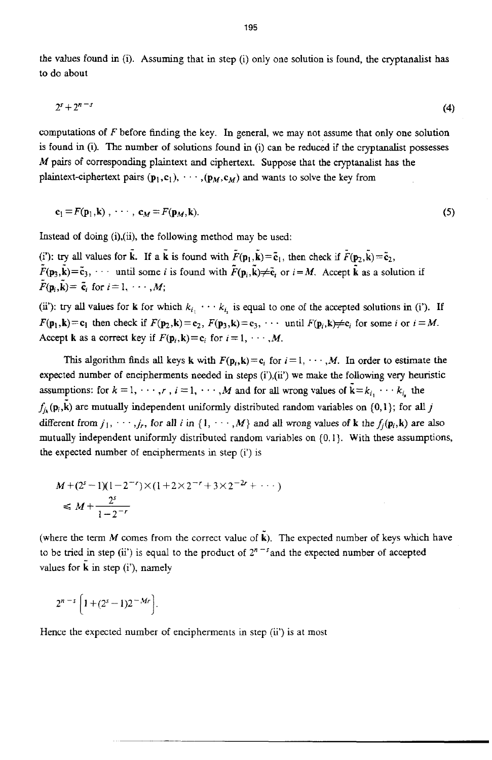the values found in (i). Assuming that in step (i) only one solution is found, the cryptanalist has to do about

$$2^s + 2^{n-s} \tag{4}$$

computations of $F$ before finding the key. In general, we may not assume that only one solution is found in (i). The number of solutions found in (i) can be reduced if the cryptanalist possesses $M$ pairs of corresponding plaintext and ciphertext. Suppose that the cryptanalist has the plaintext-ciphertext pairs $(\mathbf{p}_1, \mathbf{c}_1), \cdots, (\mathbf{p}_M, \mathbf{c}_M)$ and wants to solve the key from

$$\mathbf{c}_1 = F(\mathbf{p}_1, \mathbf{k}) \; , \; \cdots \; , \; \mathbf{c}_M = F(\mathbf{p}_M, \mathbf{k}). \tag{5}$$

Instead of doing (i),(ii), the following method may be used:

(i'): try all values for $\bar{\mathbf{k}}$. If a $\bar{\mathbf{k}}$ is found with $\bar{F}(\mathbf{p}_1, \bar{\mathbf{k}}) = \bar{\mathbf{c}}_1$, then check if $\bar{F}(\mathbf{p}_2, \bar{\mathbf{k}}) = \bar{\mathbf{c}}_2$, $\bar{F}(\mathbf{p}_3, \bar{\mathbf{k}}) = \bar{\mathbf{c}}_3$, $\cdots$ until some $i$ is found with $\bar{F}(\mathbf{p}_i, \bar{\mathbf{k}}) \neq \bar{\mathbf{c}}_i$ or $i = M$. Accept $\bar{\mathbf{k}}$ as a solution if $\bar{F}(\mathbf{p}_i, \bar{\mathbf{k}}) = \bar{\mathbf{c}}_i$ for $i = 1, \cdots, M$;

(ii'): try all values for $\mathbf{k}$ for which $k_{i_1} \cdots k_{i_s}$ is equal to one of the accepted solutions in (i'). If $F(\mathbf{p}_1, \mathbf{k}) = \mathbf{c}_1$ then check if $F(\mathbf{p}_2, \mathbf{k}) = \mathbf{c}_2$, $F(\mathbf{p}_3, \mathbf{k}) = \mathbf{c}_3$, $\cdots$ until $F(\mathbf{p}_i, \mathbf{k}) \neq \mathbf{c}_i$ for some $i$ or $i = M$. Accept $\mathbf{k}$ as a correct key if $F(\mathbf{p}_i, \mathbf{k}) = \mathbf{c}_i$ for $i = 1, \cdots, M$.

This algorithm finds all keys $\mathbf{k}$ with $F(\mathbf{p}_i, \mathbf{k}) = \mathbf{c}_i$ for $i = 1, \cdots, M$. In order to estimate the expected number of encipherments needed in steps (i'),(ii') we make the following very heuristic assumptions: for $k = 1, \cdots, r$, $i = 1, \cdots, M$ and for all wrong values of $\bar{\mathbf{k}} = k_{i_1} \cdots k_{i_s}$ the $f_{j_k}(\mathbf{p}_i, \bar{\mathbf{k}})$ are mutually independent uniformly distributed random variables on $\{0,1\}$; for all $j$ different from $j_1, \cdots, j_r$, for all $i$ in $\{1, \cdots, M\}$ and all wrong values of $\mathbf{k}$ the $f_j(\mathbf{p}_i, \mathbf{k})$ are also mutually independent uniformly distributed random variables on $\{0,1\}$. With these assumptions, the expected number of encipherments in step (i') is

$$\begin{aligned} & M + (2^s - 1)(1 - 2^{-r}) \times (1 + 2 \times 2^{-r} + 3 \times 2^{-2r} + \cdots) \\ & \leqslant M + \frac{2^s}{1 - 2^{-r}} \end{aligned}$$

(where the term $M$ comes from the correct value of $\bar{\mathbf{k}}$). The expected number of keys which have to be tried in step (ii') is equal to the product of $2^{n-s}$ and the expected number of accepted values for $\bar{\mathbf{k}}$ in step (i'), namely

$$2^{n-s} \left[ 1 + (2^s - 1) 2^{-Mr} \right].$$

Hence the expected number of encipherments in step (ii') is at most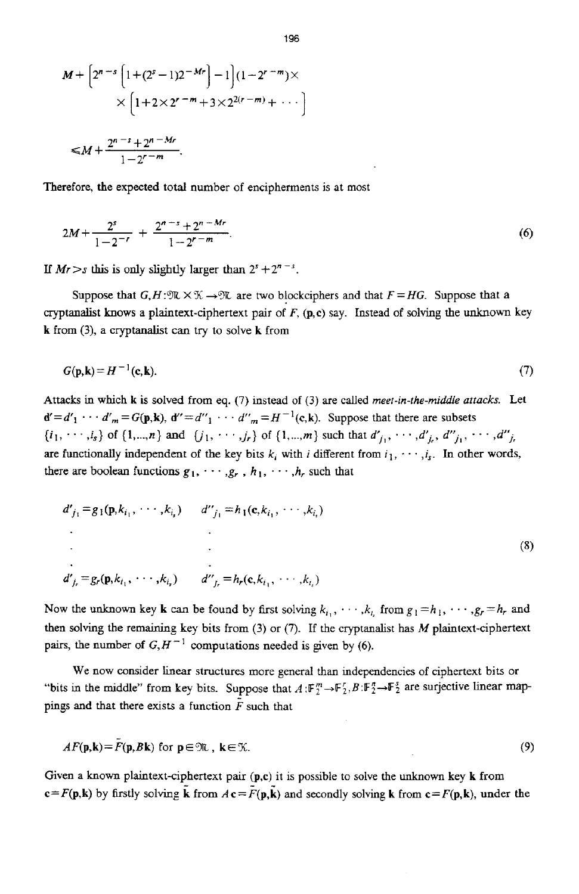$$M+\left[2^{n-s}\left[1+(2^s-1)2^{-Mr}\right]-1\right](1-2^{r-m})\times$$
$$\times\left[1+2\times 2^{r-m}+3\times 2^{2(r-m)}+\cdots\right]$$

$$\leqslant M+\frac{2^{n-s}+2^{n-Mr}}{1-2^{r-m}}.$$

Therefore, the expected total number of encipherments is at most

$$2M+\frac{2^s}{1-2^{-r}}+\frac{2^{n-s}+2^{n-Mr}}{1-2^{r-m}}. \tag{6}$$

If $Mr>s$ this is only slightly larger than $2^s+2^{n-s}$.

Suppose that $G,H:\mathcal{M}\times\mathcal{K}\to\mathcal{M}$ are two blockciphers and that $F=HG$. Suppose that a cryptanalist knows a plaintext-ciphertext pair of $F$, $(\mathbf{p},\mathbf{c})$ say. Instead of solving the unknown key $\mathbf{k}$ from (3), a cryptanalist can try to solve $\mathbf{k}$ from

$$G(\mathbf{p},\mathbf{k})=H^{-1}(\mathbf{c},\mathbf{k}). \tag{7}$$

Attacks in which $\mathbf{k}$ is solved from eq. (7) instead of (3) are called *meet-in-the-middle attacks.* Let $\mathbf{d}'=d'_1\cdots d'_m=G(\mathbf{p},\mathbf{k})$, $\mathbf{d}''=d''_1\cdots d''_m=H^{-1}(\mathbf{c},\mathbf{k})$. Suppose that there are subsets $\{i_1,\cdots,i_s\}$ of $\{1,...,n\}$ and $\{j_1,\cdots,j_r\}$ of $\{1,...,m\}$ such that $d'_{j_1},\cdots,d'_{j_r}$, $d''_{j_1},\cdots,d''_{j_r}$ are functionally independent of the key bits $k_i$ with $i$ different from $i_1,\cdots,i_s$. In other words, there are boolean functions $g_1,\cdots,g_r$, $h_1,\cdots,h_r$ such that

$$\begin{array}{ll}
d'_{j_1}=g_1(\mathbf{p},k_{i_1},\cdots,k_{i_s}) & d''_{j_1}=h_1(\mathbf{c},k_{i_1},\cdots,k_{i_s})\\
\vdots & \vdots\\
d'_{j_r}=g_r(\mathbf{p},k_{i_1},\cdots,k_{i_s}) & d''_{j_r}=h_r(\mathbf{c},k_{i_1},\cdots,k_{i_s})
\end{array} \tag{8}$$

Now the unknown key $\mathbf{k}$ can be found by first solving $k_{i_1},\cdots,k_{i_s}$ from $g_1=h_1,\cdots,g_r=h_r$ and then solving the remaining key bits from (3) or (7). If the cryptanalist has $M$ plaintext-ciphertext pairs, the number of $G,H^{-1}$ computations needed is given by (6).

We now consider linear structures more general than independencies of ciphertext bits or "bits in the middle" from key bits. Suppose that $A:\mathbb{F}_2^m\to\mathbb{F}_2^r, B:\mathbb{F}_2^n\to\mathbb{F}_2^s$ are surjective linear mappings and that there exists a function $\bar{F}$ such that

$$AF(\mathbf{p},\mathbf{k})=\bar{F}(\mathbf{p},B\mathbf{k})\ \text{for}\ \mathbf{p}\in\mathcal{M},\ \mathbf{k}\in\mathcal{K}. \tag{9}$$

Given a known plaintext-ciphertext pair $(\mathbf{p},\mathbf{c})$ it is possible to solve the unknown key $\mathbf{k}$ from $\mathbf{c}=F(\mathbf{p},\mathbf{k})$ by firstly solving $\bar{\mathbf{k}}$ from $A\mathbf{c}=\bar{F}(\mathbf{p},\bar{\mathbf{k}})$ and secondly solving $\mathbf{k}$ from $\mathbf{c}=F(\mathbf{p},\mathbf{k})$, under the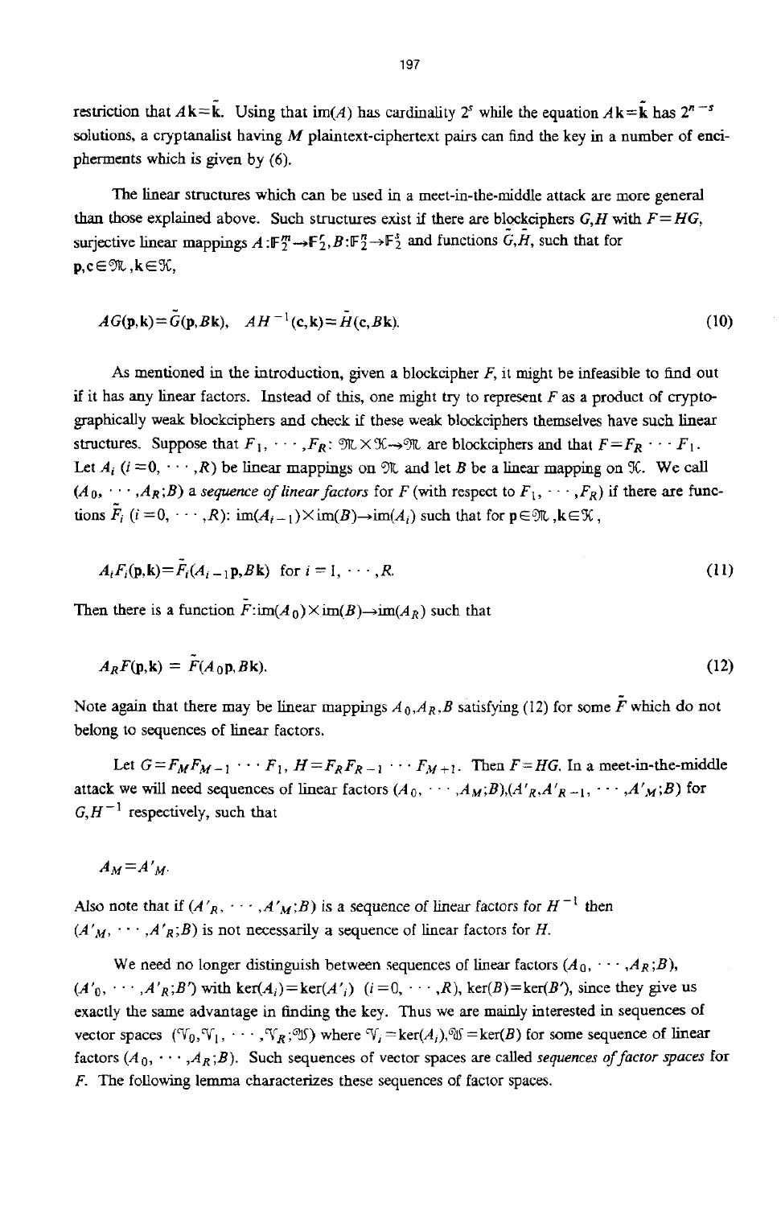restriction that $A\mathbf{k}=\tilde{\mathbf{k}}$. Using that im($A$) has cardinality $2^s$ while the equation $A\mathbf{k}=\tilde{\mathbf{k}}$ has $2^{n-s}$ solutions, a cryptanalist having $M$ plaintext-ciphertext pairs can find the key in a number of encipherments which is given by (6).

The linear structures which can be used in a meet-in-the-middle attack are more general than those explained above. Such structures exist if there are blockciphers $G,H$ with $F=HG$, surjective linear mappings $A:\mathbb{F}_2^m \rightarrow \mathbb{F}_2^r, B:\mathbb{F}_2^n \rightarrow \mathbb{F}_2^s$ and functions $\tilde{G},\tilde{H}$, such that for $\mathbf{p},\mathbf{c} \in \mathcal{M}, \mathbf{k} \in \mathcal{K}$,

$$AG(\mathbf{p},\mathbf{k})=\tilde{G}(\mathbf{p},B\mathbf{k}), \quad AH^{-1}(\mathbf{c},\mathbf{k})=\tilde{H}(\mathbf{c},B\mathbf{k}). \tag{10}$$

As mentioned in the introduction, given a blockcipher $F$, it might be infeasible to find out if it has any linear factors. Instead of this, one might try to represent $F$ as a product of cryptographically weak blockciphers and check if these weak blockciphers themselves have such linear structures. Suppose that $F_1, \cdots, F_R$: $\mathcal{M} \times \mathcal{K} \rightarrow \mathcal{M}$ are blockciphers and that $F=F_R \cdots F_1$. Let $A_i$ $(i=0, \cdots, R)$ be linear mappings on $\mathcal{M}$ and let $B$ be a linear mapping on $\mathcal{K}$. We call $(A_0, \cdots, A_R; B)$ a *sequence of linear factors* for $F$ (with respect to $F_1, \cdots, F_R$) if there are functions $\tilde{F}_i$ $(i=0, \cdots, R)$: im$(A_{i-1})\times$im$(B)\rightarrow$im$(A_i)$ such that for $\mathbf{p} \in \mathcal{M}, \mathbf{k} \in \mathcal{K}$,

$$A_iF_i(\mathbf{p},\mathbf{k})=\tilde{F}_i(A_{i-1}\mathbf{p},B\mathbf{k}) \quad \text{for } i=1, \cdots, R. \tag{11}$$

Then there is a function $\tilde{F}$:im$(A_0)\times$im$(B)\rightarrow$im$(A_R)$ such that

$$A_RF(\mathbf{p},\mathbf{k}) = \tilde{F}(A_0\mathbf{p},B\mathbf{k}). \tag{12}$$

Note again that there may be linear mappings $A_0,A_R,B$ satisfying (12) for some $\tilde{F}$ which do not belong to sequences of linear factors.

Let $G=F_MF_{M-1} \cdots F_1$, $H=F_RF_{R-1} \cdots F_{M+1}$. Then $F=HG$. In a meet-in-the-middle attack we will need sequences of linear factors $(A_0, \cdots, A_M; B),(A'_R,A'_{R-1}, \cdots, A'_M; B)$ for $G,H^{-1}$ respectively, such that

$$A_M=A'_M.$$

Also note that if $(A'_R, \cdots, A'_M; B)$ is a sequence of linear factors for $H^{-1}$ then $(A'_M, \cdots, A'_R; B)$ is not necessarily a sequence of linear factors for $H$.

We need no longer distinguish between sequences of linear factors $(A_0, \cdots, A_R; B)$, $(A'_0, \cdots, A'_R; B')$ with ker$(A_i)$=ker$(A'_i)$ $(i=0, \cdots, R)$, ker$(B)$=ker$(B')$, since they give us exactly the same advantage in finding the key. Thus we are mainly interested in sequences of vector spaces $(\mathcal{V}_0,\mathcal{V}_1, \cdots, \mathcal{V}_R; \mathcal{W})$ where $\mathcal{V}_i$=ker$(A_i)$,$\mathcal{W}$=ker$(B)$ for some sequence of linear factors $(A_0, \cdots, A_R; B)$. Such sequences of vector spaces are called *sequences of factor spaces* for $F$. The following lemma characterizes these sequences of factor spaces.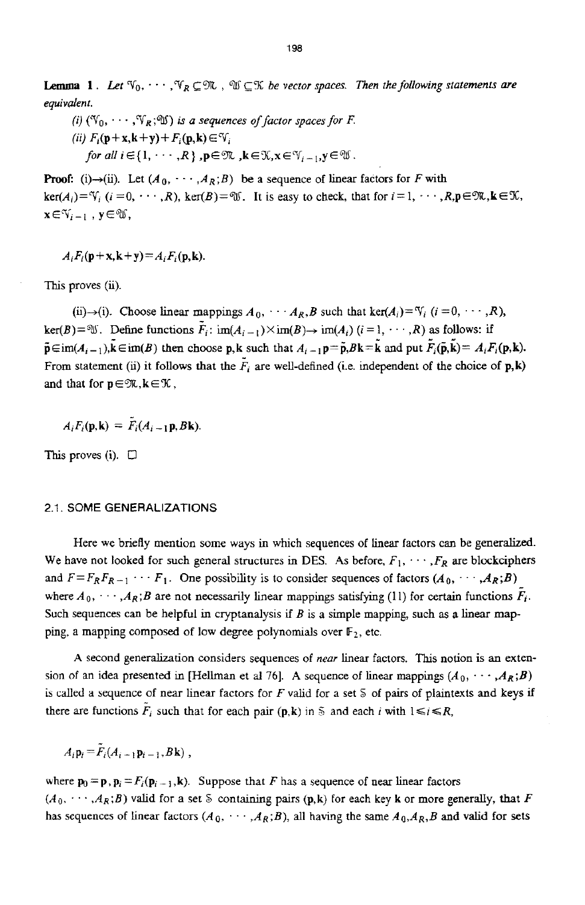**Lemma 1**. *Let $\mathcal{V}_0, \cdots, \mathcal{V}_R \subseteq \mathfrak{M}$, $\mathcal{W} \subseteq \mathcal{K}$ be vector spaces. Then the following statements are equivalent.*

*(i) $(\mathcal{V}_0, \cdots, \mathcal{V}_R; \mathcal{W})$ is a sequences of factor spaces for F.*

*(ii) $F_i(\mathbf{p}+\mathbf{x}, \mathbf{k}+\mathbf{y}) + F_i(\mathbf{p}, \mathbf{k}) \in \mathcal{V}_i$*
*for all $i \in \{1, \cdots, R\}$, $\mathbf{p} \in \mathfrak{M}$, $\mathbf{k} \in \mathcal{K}$, $\mathbf{x} \in \mathcal{V}_{i-1}$, $\mathbf{y} \in \mathcal{W}$.*

**Proof:** (i)→(ii). Let $(A_0, \cdots, A_R; B)$ be a sequence of linear factors for $F$ with $\ker(A_i) = \mathcal{V}_i$ $(i = 0, \cdots, R)$, $\ker(B) = \mathcal{W}$. It is easy to check, that for $i = 1, \cdots, R, \mathbf{p} \in \mathfrak{M}, \mathbf{k} \in \mathcal{K}$, $\mathbf{x} \in \mathcal{V}_{i-1}$, $\mathbf{y} \in \mathcal{W}$,

$$A_i F_i(\mathbf{p}+\mathbf{x}, \mathbf{k}+\mathbf{y}) = A_i F_i(\mathbf{p}, \mathbf{k}).$$

This proves (ii).

(ii)→(i). Choose linear mappings $A_0, \cdots A_R, B$ such that $\ker(A_i) = \mathcal{V}_i$ $(i = 0, \cdots, R)$, $\ker(B) = \mathcal{W}$. Define functions $\tilde{F}_i$: $\mathrm{im}(A_{i-1}) \times \mathrm{im}(B) \rightarrow \mathrm{im}(A_i)$ $(i = 1, \cdots, R)$ as follows: if $\tilde{\mathbf{p}} \in \mathrm{im}(A_{i-1}), \tilde{\mathbf{k}} \in \mathrm{im}(B)$ then choose $\mathbf{p}, \mathbf{k}$ such that $A_{i-1}\mathbf{p} = \tilde{\mathbf{p}}, B\mathbf{k} = \tilde{\mathbf{k}}$ and put $\tilde{F}_i(\tilde{\mathbf{p}}, \tilde{\mathbf{k}}) = A_i F_i(\mathbf{p}, \mathbf{k})$. From statement (ii) it follows that the $\tilde{F}_i$ are well-defined (i.e. independent of the choice of $\mathbf{p}, \mathbf{k}$) and that for $\mathbf{p} \in \mathfrak{M}, \mathbf{k} \in \mathcal{K}$,

$$A_i F_i(\mathbf{p}, \mathbf{k}) = \tilde{F}_i(A_{i-1}\mathbf{p}, B\mathbf{k}).$$

This proves (i). □

## 2.1. SOME GENERALIZATIONS

Here we briefly mention some ways in which sequences of linear factors can be generalized. We have not looked for such general structures in DES. As before, $F_1, \cdots, F_R$ are blockciphers and $F = F_R F_{R-1} \cdots F_1$. One possibility is to consider sequences of factors $(A_0, \cdots, A_R; B)$ where $A_0, \cdots, A_R; B$ are not necessarily linear mappings satisfying (11) for certain functions $\tilde{F}_i$. Such sequences can be helpful in cryptanalysis if $B$ is a simple mapping, such as a linear mapping, a mapping composed of low degree polynomials over $\mathbb{F}_2$, etc.

A second generalization considers sequences of *near* linear factors. This notion is an extension of an idea presented in [Hellman et al 76]. A sequence of linear mappings $(A_0, \cdots, A_R; B)$ is called a sequence of near linear factors for $F$ valid for a set $\mathbb{S}$ of pairs of plaintexts and keys if there are functions $\tilde{F}_i$ such that for each pair $(\mathbf{p}, \mathbf{k})$ in $\mathbb{S}$ and each $i$ with $1 \leq i \leq R$,

$$A_i \mathbf{p}_i = \tilde{F}_i(A_{i-1}\mathbf{p}_{i-1}, B\mathbf{k}),$$

where $\mathbf{p}_0 = \mathbf{p}, \mathbf{p}_i = F_i(\mathbf{p}_{i-1}, \mathbf{k})$. Suppose that $F$ has a sequence of near linear factors $(A_0, \cdots, A_R; B)$ valid for a set $\mathbb{S}$ containing pairs $(\mathbf{p}, \mathbf{k})$ for each key $\mathbf{k}$ or more generally, that $F$ has sequences of linear factors $(A_0, \cdots, A_R; B)$, all having the same $A_0, A_R, B$ and valid for sets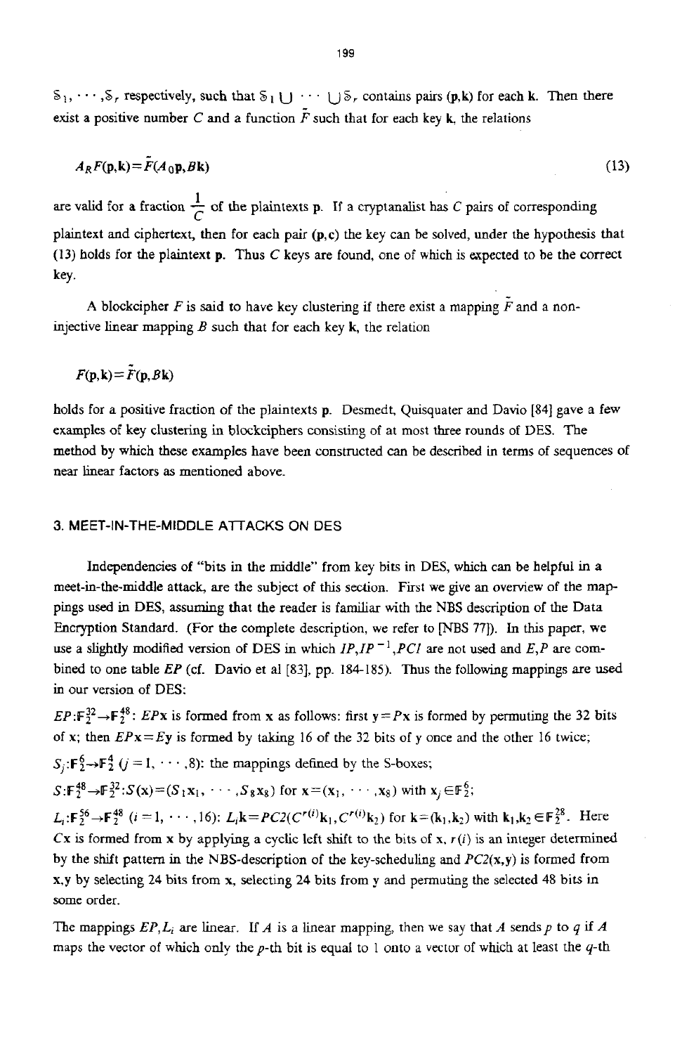$\mathbb{S}_1, \cdots, \mathbb{S}_r$ respectively, such that $\mathbb{S}_1 \cup \cdots \cup \mathbb{S}_r$ contains pairs $(\mathbf{p},\mathbf{k})$ for each $\mathbf{k}$. Then there exist a positive number $C$ and a function $\tilde{F}$ such that for each key $\mathbf{k}$, the relations

$$A_R F(\mathbf{p},\mathbf{k}) = \tilde{F}(A_0\mathbf{p}, B\mathbf{k}) \tag{13}$$

are valid for a fraction $\frac{1}{C}$ of the plaintexts $\mathbf{p}$. If a cryptanalist has $C$ pairs of corresponding plaintext and ciphertext, then for each pair $(\mathbf{p},\mathbf{c})$ the key can be solved, under the hypothesis that (13) holds for the plaintext $\mathbf{p}$. Thus $C$ keys are found, one of which is expected to be the correct key.

A blockcipher $F$ is said to have key clustering if there exist a mapping $\tilde{F}$ and a non-injective linear mapping $B$ such that for each key $\mathbf{k}$, the relation

$$F(\mathbf{p},\mathbf{k}) = \tilde{F}(\mathbf{p}, B\mathbf{k})$$

holds for a positive fraction of the plaintexts $\mathbf{p}$. Desmedt, Quisquater and Davio [84] gave a few examples of key clustering in blockciphers consisting of at most three rounds of DES. The method by which these examples have been constructed can be described in terms of sequences of near linear factors as mentioned above.

## 3. MEET-IN-THE-MIDDLE ATTACKS ON DES

Independencies of "bits in the middle" from key bits in DES, which can be helpful in a meet-in-the-middle attack, are the subject of this section. First we give an overview of the mappings used in DES, assuming that the reader is familiar with the NBS description of the Data Encryption Standard. (For the complete description, we refer to [NBS 77]). In this paper, we use a slightly modified version of DES in which $IP, IP^{-1}, PC1$ are not used and $E,P$ are combined to one table $EP$ (cf. Davio et al [83], pp. 184-185). Thus the following mappings are used in our version of DES:

$EP:\mathbb{F}_2^{32} \to \mathbb{F}_2^{48}$: $EP\mathbf{x}$ is formed from $\mathbf{x}$ as follows: first $\mathbf{y}=P\mathbf{x}$ is formed by permuting the 32 bits of $\mathbf{x}$; then $EP\mathbf{x}=E\mathbf{y}$ is formed by taking 16 of the 32 bits of $\mathbf{y}$ once and the other 16 twice;

$S_j:\mathbb{F}_2^6 \to \mathbb{F}_2^4$ $(j=1,\cdots,8)$: the mappings defined by the S-boxes;

$S:\mathbb{F}_2^{48} \to \mathbb{F}_2^{32}: S(\mathbf{x})=(S_1\mathbf{x}_1,\cdots,S_8\mathbf{x}_8)$ for $\mathbf{x}=(\mathbf{x}_1,\cdots,\mathbf{x}_8)$ with $\mathbf{x}_j \in \mathbb{F}_2^6$;

$L_i:\mathbb{F}_2^{56} \to \mathbb{F}_2^{48}$ $(i=1,\cdots,16)$: $L_i\mathbf{k}=PC2(C^{r(i)}\mathbf{k}_1, C^{r(i)}\mathbf{k}_2)$ for $\mathbf{k}=(\mathbf{k}_1,\mathbf{k}_2)$ with $\mathbf{k}_1,\mathbf{k}_2 \in \mathbb{F}_2^{28}$. Here $C\mathbf{x}$ is formed from $\mathbf{x}$ by applying a cyclic left shift to the bits of $\mathbf{x}$, $r(i)$ is an integer determined by the shift pattern in the NBS-description of the key-scheduling and $PC2(\mathbf{x},\mathbf{y})$ is formed from $\mathbf{x},\mathbf{y}$ by selecting 24 bits from $\mathbf{x}$, selecting 24 bits from $\mathbf{y}$ and permuting the selected 48 bits in some order.

The mappings $EP, L_i$ are linear. If $A$ is a linear mapping, then we say that $A$ sends $p$ to $q$ if $A$ maps the vector of which only the $p$-th bit is equal to 1 onto a vector of which at least the $q$-th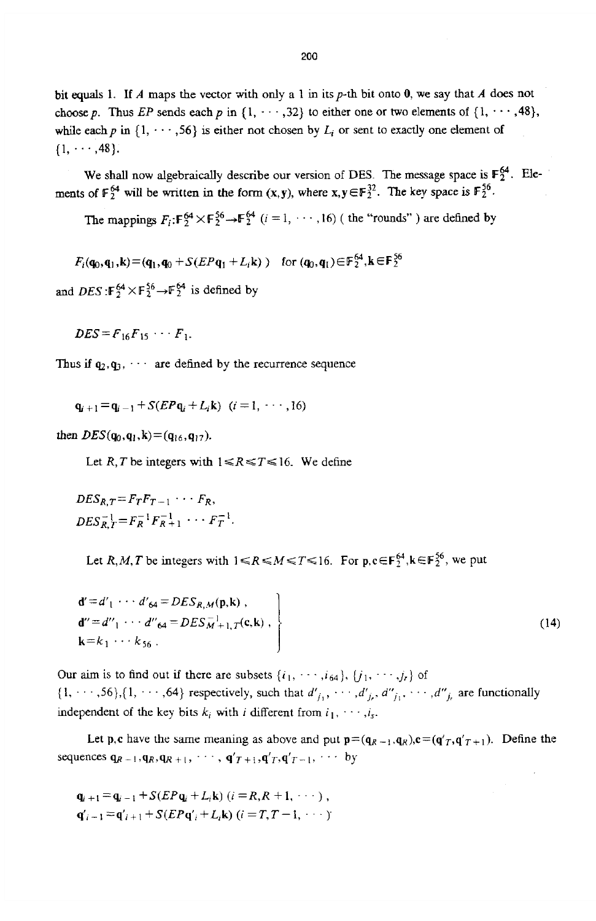bit equals 1. If $A$ maps the vector with only a 1 in its $p$-th bit onto $\mathbf{0}$, we say that $A$ does not choose $p$. Thus $EP$ sends each $p$ in $\{1, \cdots, 32\}$ to either one or two elements of $\{1, \cdots, 48\}$, while each $p$ in $\{1, \cdots, 56\}$ is either not chosen by $L_i$ or sent to exactly one element of $\{1, \cdots, 48\}$.

We shall now algebraically describe our version of DES. The message space is $\mathbb{F}_2^{64}$. Elements of $\mathbb{F}_2^{64}$ will be written in the form $(\mathbf{x}, \mathbf{y})$, where $\mathbf{x}, \mathbf{y} \in \mathbb{F}_2^{32}$. The key space is $\mathbb{F}_2^{56}$.

The mappings $F_i : \mathbb{F}_2^{64} \times \mathbb{F}_2^{56} \rightarrow \mathbb{F}_2^{64}$ $(i = 1, \cdots, 16)$ ( the "rounds" ) are defined by

$$F_i(\mathbf{q}_0, \mathbf{q}_1, \mathbf{k}) = (\mathbf{q}_1, \mathbf{q}_0 + S(EP\mathbf{q}_1 + L_i\mathbf{k})) \quad \text{for } (\mathbf{q}_0, \mathbf{q}_1) \in \mathbb{F}_2^{64}, \mathbf{k} \in \mathbb{F}_2^{56}$$

and $DES : \mathbb{F}_2^{64} \times \mathbb{F}_2^{56} \rightarrow \mathbb{F}_2^{64}$ is defined by

$$DES = F_{16} F_{15} \cdots F_1.$$

Thus if $\mathbf{q}_2, \mathbf{q}_3, \cdots$ are defined by the recurrence sequence

$$\mathbf{q}_{i+1} = \mathbf{q}_{i-1} + S(EP\mathbf{q}_i + L_i\mathbf{k}) \quad (i = 1, \cdots, 16)$$

then $DES(\mathbf{q}_0, \mathbf{q}_1, \mathbf{k}) = (\mathbf{q}_{16}, \mathbf{q}_{17})$.

Let $R, T$ be integers with $1 \leqslant R \leqslant T \leqslant 16$. We define

$$DES_{R,T} = F_T F_{T-1} \cdots F_R,$$
$$DES_{R,T}^{-1} = F_R^{-1} F_{R+1}^{-1} \cdots F_T^{-1}.$$

Let $R, M, T$ be integers with $1 \leqslant R \leqslant M \leqslant T \leqslant 16$. For $\mathbf{p}, \mathbf{c} \in \mathbb{F}_2^{64}, \mathbf{k} \in \mathbb{F}_2^{56}$, we put

$$\left.\begin{array}{l} \mathbf{d}' = d'_1 \cdots d'_{64} = DES_{R,M}(\mathbf{p}, \mathbf{k}), \\ \mathbf{d}'' = d''_1 \cdots d''_{64} = DES_{M+1,T}^{-1}(\mathbf{c}, \mathbf{k}), \\ \mathbf{k} = k_1 \cdots k_{56}. \end{array}\right\} \tag{14}$$

Our aim is to find out if there are subsets $\{i_1, \cdots, i_{64}\}, \{j_1, \cdots, j_r\}$ of $\{1, \cdots, 56\}, \{1, \cdots, 64\}$ respectively, such that $d'_{j_1}, \cdots, d'_{j_r}, d''_{j_1}, \cdots, d''_{j_r}$ are functionally independent of the key bits $k_i$ with $i$ different from $i_1, \cdots, i_s$.

Let $\mathbf{p}, \mathbf{c}$ have the same meaning as above and put $\mathbf{p} = (\mathbf{q}_{R-1}, \mathbf{q}_R), \mathbf{c} = (\mathbf{q}'_T, \mathbf{q}'_{T+1})$. Define the sequences $\mathbf{q}_{R-1}, \mathbf{q}_R, \mathbf{q}_{R+1}, \cdots, \mathbf{q}'_{T+1}, \mathbf{q}'_T, \mathbf{q}'_{T-1}, \cdots$ by

$$\mathbf{q}_{i+1} = \mathbf{q}_{i-1} + S(EP\mathbf{q}_i + L_i\mathbf{k}) \; (i = R, R+1, \cdots),$$
$$\mathbf{q}'_{i-1} = \mathbf{q}'_{i+1} + S(EP\mathbf{q}'_i + L_i\mathbf{k}) \; (i = T, T-1, \cdots)$$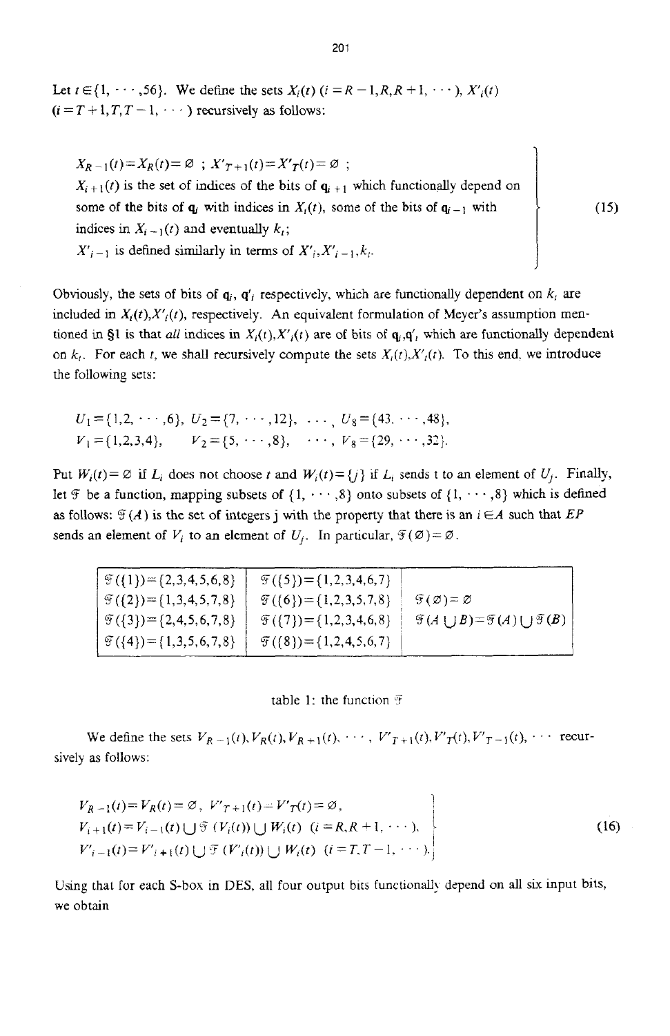Let $t \in \{1, \cdots, 56\}$. We define the sets $X_i(t)$ ($i = R-1, R, R+1, \cdots$), $X'_i(t)$ ($i = T+1, T, T-1, \cdots$) recursively as follows:

$$
\left.
\begin{array}{l}
X_{R-1}(t) = X_R(t) = \varnothing \ ; \ X'_{T+1}(t) = X'_T(t) = \varnothing \ ; \\
X_{i+1}(t) \text{ is the set of indices of the bits of } \mathbf{q}_{i+1} \text{ which functionally depend on} \\
\text{some of the bits of } \mathbf{q}_i \text{ with indices in } X_i(t) \text{, some of the bits of } \mathbf{q}_{i-1} \text{ with} \\
\text{indices in } X_{i-1}(t) \text{ and eventually } k_t; \\
X'_{i-1} \text{ is defined similarly in terms of } X'_i, X'_{i-1}, k_t.
\end{array}
\right\} \quad (15)
$$

Obviously, the sets of bits of $\mathbf{q}_i$, $\mathbf{q}'_i$ respectively, which are functionally dependent on $k_t$ are included in $X_i(t), X'_i(t)$, respectively. An equivalent formulation of Meyer's assumption mentioned in §1 is that *all* indices in $X_i(t), X'_i(t)$ are of bits of $\mathbf{q}_i, \mathbf{q}'_i$ which are functionally dependent on $k_t$. For each $t$, we shall recursively compute the sets $X_i(t), X'_i(t)$. To this end, we introduce the following sets:

$$
\begin{array}{llll}
U_1 = \{1,2, \cdots, 6\}, & U_2 = \{7, \cdots, 12\}, & \cdots, & U_8 = \{43, \cdots, 48\}, \\
V_1 = \{1,2,3,4\}, & V_2 = \{5, \cdots, 8\}, & \cdots, & V_8 = \{29, \cdots, 32\}.
\end{array}
$$

Put $W_i(t) = \varnothing$ if $L_i$ does not choose $t$ and $W_i(t) = \{j\}$ if $L_i$ sends t to an element of $U_j$. Finally, let $\mathcal{F}$ be a function, mapping subsets of $\{1, \cdots, 8\}$ onto subsets of $\{1, \cdots, 8\}$ which is defined as follows: $\mathcal{F}(A)$ is the set of integers j with the property that there is an $i \in A$ such that $EP$ sends an element of $V_i$ to an element of $U_j$. In particular, $\mathcal{F}(\varnothing) = \varnothing$.

| | | |
|---|---|---|
| $\mathcal{F}(\{1\}) = \{2,3,4,5,6,8\}$ | $\mathcal{F}(\{5\}) = \{1,2,3,4,6,7\}$ | |
| $\mathcal{F}(\{2\}) = \{1,3,4,5,7,8\}$ | $\mathcal{F}(\{6\}) = \{1,2,3,5,7,8\}$ | $\mathcal{F}(\varnothing) = \varnothing$ |
| $\mathcal{F}(\{3\}) = \{2,4,5,6,7,8\}$ | $\mathcal{F}(\{7\}) = \{1,2,3,4,6,8\}$ | $\mathcal{F}(A \cup B) = \mathcal{F}(A) \cup \mathcal{F}(B)$ |
| $\mathcal{F}(\{4\}) = \{1,3,5,6,7,8\}$ | $\mathcal{F}(\{8\}) = \{1,2,4,5,6,7\}$ | |

table 1: the function $\mathcal{F}$

We define the sets $V_{R-1}(t), V_R(t), V_{R+1}(t), \cdots, V'_{T+1}(t), V'_T(t), V'_{T-1}(t), \cdots$ recursively as follows:

$$
\left.
\begin{array}{l}
V_{R-1}(t) = V_R(t) = \varnothing, \ V'_{T+1}(t) = V'_T(t) = \varnothing, \\
V_{i+1}(t) = V_{i-1}(t) \cup \mathcal{F}(V_i(t)) \cup W_i(t) \quad (i = R, R+1, \cdots), \\
V'_{i-1}(t) = V'_{i+1}(t) \cup \mathcal{F}(V'_i(t)) \cup W_i(t) \quad (i = T, T-1, \cdots).
\end{array}
\right\} \quad (16)
$$

Using that for each S-box in DES, all four output bits functionally depend on all six input bits, we obtain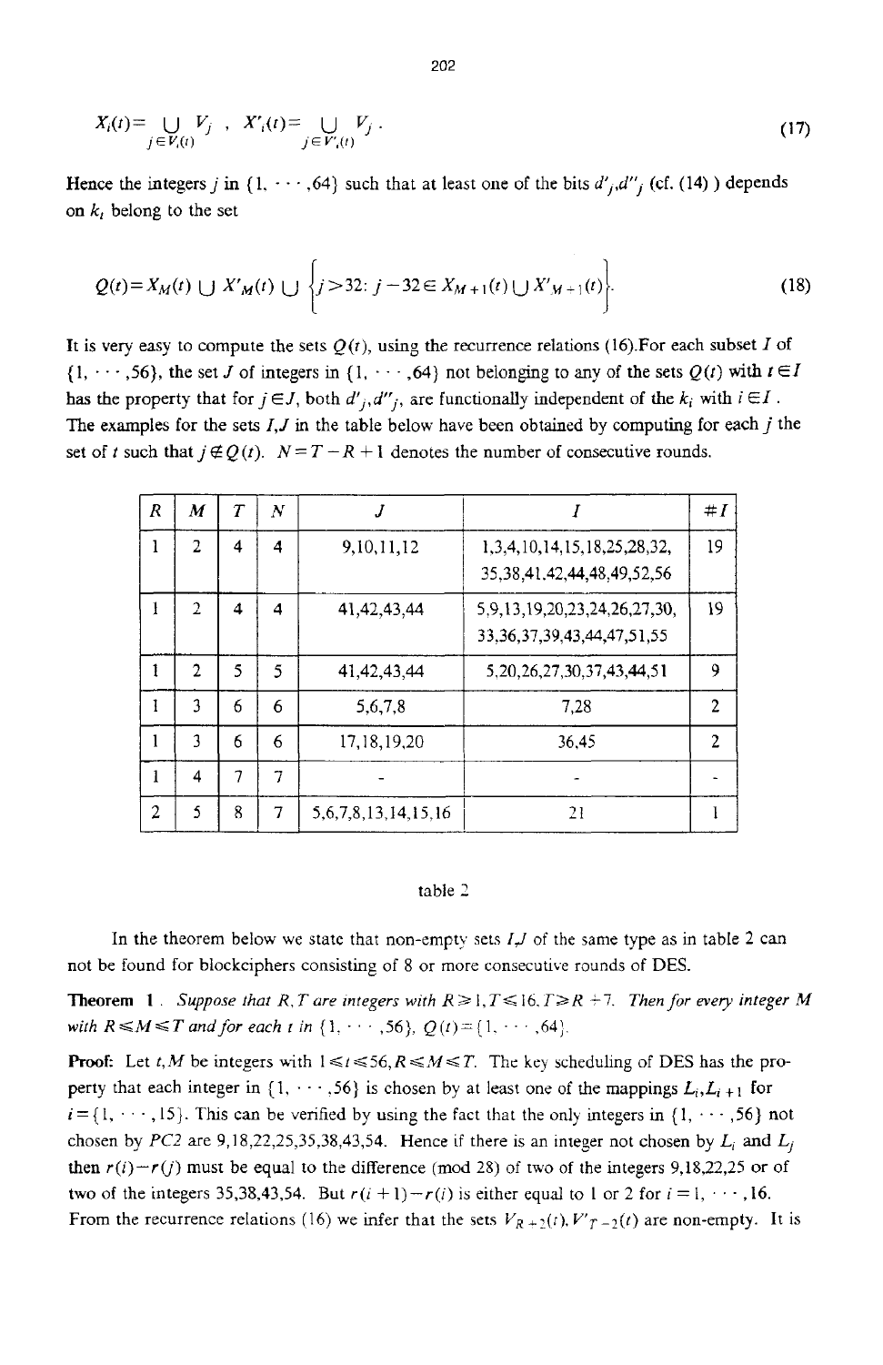$$X_i(t) = \bigcup_{j \in V_i(t)} V_j \ , \ X'_i(t) = \bigcup_{j \in V'_i(t)} V_j \ . \tag{17}$$

Hence the integers $j$ in $\{1, \cdots ,64\}$ such that at least one of the bits $d'_j, d''_j$ (cf. (14) ) depends on $k_t$ belong to the set

$$Q(t) = X_M(t) \cup X'_M(t) \cup \left\{ j > 32 \colon j - 32 \in X_{M+1}(t) \cup X'_{M+1}(t) \right\}. \tag{18}$$

It is very easy to compute the sets $Q(t)$, using the recurrence relations (16). For each subset $I$ of $\{1, \cdots ,56\}$, the set $J$ of integers in $\{1, \cdots ,64\}$ not belonging to any of the sets $Q(t)$ with $t \in I$ has the property that for $j \in J$, both $d'_j, d''_j$, are functionally independent of the $k_i$ with $i \in I$. The examples for the sets $I,J$ in the table below have been obtained by computing for each $j$ the set of $t$ such that $j \notin Q(t)$. $N = T - R + 1$ denotes the number of consecutive rounds.

| $R$ | $M$ | $T$ | $N$ | $J$ | $I$ | $\#I$ |
|---|---|---|---|---|---|---|
| 1 | 2 | 4 | 4 | 9,10,11,12 | 1,3,4,10,14,15,18,25,28,32, 35,38,41,42,44,48,49,52,56 | 19 |
| 1 | 2 | 4 | 4 | 41,42,43,44 | 5,9,13,19,20,23,24,26,27,30, 33,36,37,39,43,44,47,51,55 | 19 |
| 1 | 2 | 5 | 5 | 41,42,43,44 | 5,20,26,27,30,37,43,44,51 | 9 |
| 1 | 3 | 6 | 6 | 5,6,7,8 | 7,28 | 2 |
| 1 | 3 | 6 | 6 | 17,18,19,20 | 36,45 | 2 |
| 1 | 4 | 7 | 7 | - | - | - |
| 2 | 5 | 8 | 7 | 5,6,7,8,13,14,15,16 | 21 | 1 |

table 2

In the theorem below we state that non-empty sets $I,J$ of the same type as in table 2 can not be found for blockciphers consisting of 8 or more consecutive rounds of DES.

**Theorem 1**. *Suppose that $R,T$ are integers with $R \geq 1, T \leq 16, T \geq R+7$. Then for every integer $M$ with $R \leq M \leq T$ and for each $t$ in $\{1, \cdots ,56\}$, $Q(t) = \{1, \cdots ,64\}$.*

**Proof:** Let $t,M$ be integers with $1 \leq t \leq 56, R \leq M \leq T$. The key scheduling of DES has the property that each integer in $\{1, \cdots ,56\}$ is chosen by at least one of the mappings $L_i, L_{i+1}$ for $i = \{1, \cdots ,15\}$. This can be verified by using the fact that the only integers in $\{1, \cdots ,56\}$ not chosen by $PC2$ are 9,18,22,25,35,38,43,54. Hence if there is an integer not chosen by $L_i$ and $L_j$ then $r(i) - r(j)$ must be equal to the difference (mod 28) of two of the integers 9,18,22,25 or of two of the integers 35,38,43,54. But $r(i+1) - r(i)$ is either equal to 1 or 2 for $i = 1, \cdots ,16$. From the recurrence relations (16) we infer that the sets $V_{R+2}(t), V'_{T-2}(t)$ are non-empty. It is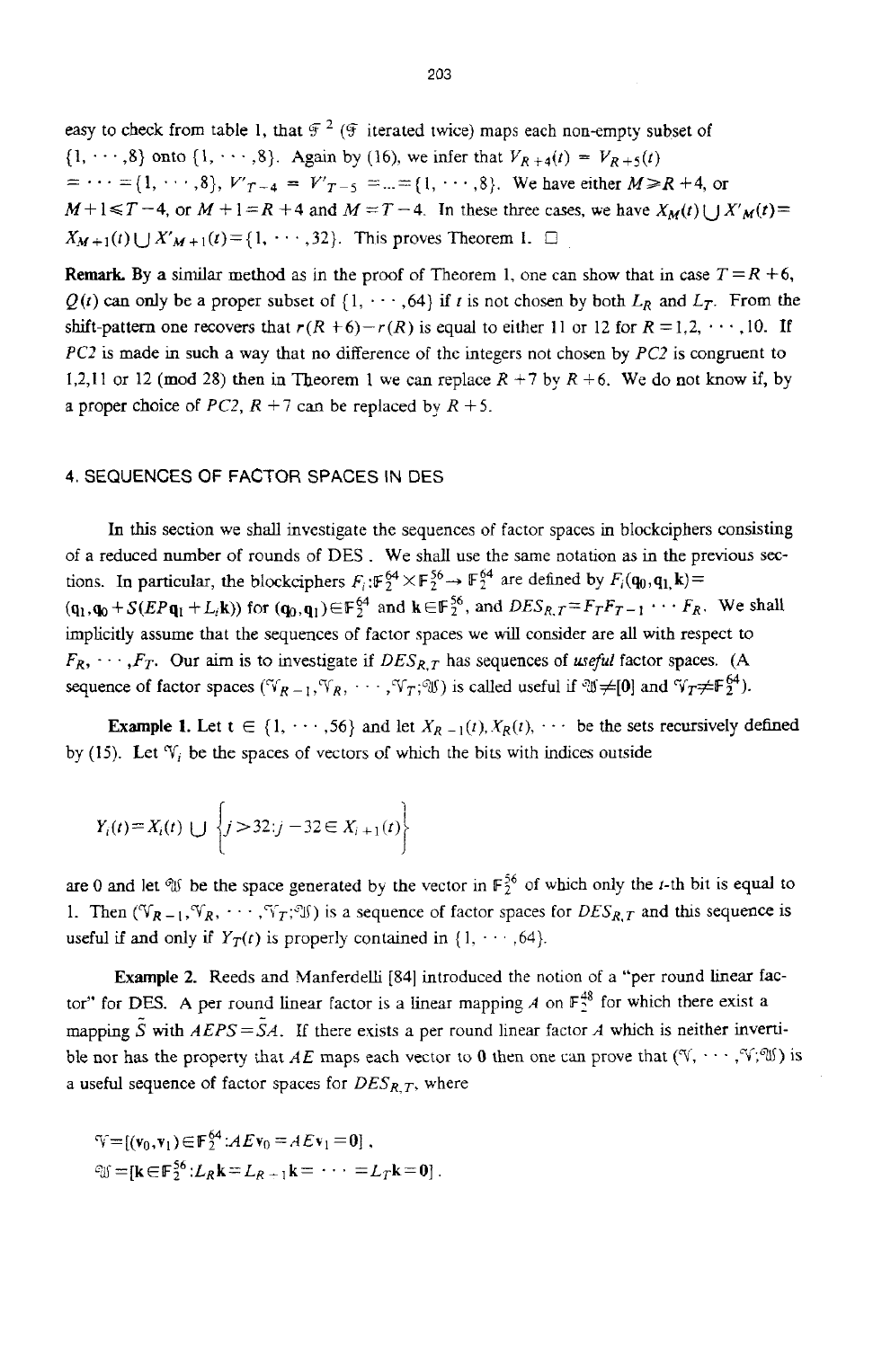easy to check from table 1, that $\mathcal{F}^2$ ($\mathcal{F}$ iterated twice) maps each non-empty subset of $\{1, \cdots, 8\}$ onto $\{1, \cdots, 8\}$. Again by (16), we infer that $V_{R+4}(t) = V_{R+5}(t) = \cdots = \{1, \cdots, 8\}$, $V'_{T-4} = V'_{T-5} = \ldots = \{1, \cdots, 8\}$. We have either $M \geqslant R+4$, or $M+1 \leqslant T-4$, or $M+1 = R+4$ and $M = T-4$. In these three cases, we have $X_M(t) \cup X'_M(t) = X_{M+1}(t) \cup X'_{M+1}(t) = \{1, \cdots, 32\}$. This proves Theorem 1. □

**Remark.** By a similar method as in the proof of Theorem 1, one can show that in case $T = R+6$, $Q(t)$ can only be a proper subset of $\{1, \cdots, 64\}$ if $t$ is not chosen by both $L_R$ and $L_T$. From the shift-pattern one recovers that $r(R+6) - r(R)$ is equal to either 11 or 12 for $R = 1, 2, \cdots, 10$. If $PC2$ is made in such a way that no difference of the integers not chosen by $PC2$ is congruent to 1,2,11 or 12 (mod 28) then in Theorem 1 we can replace $R+7$ by $R+6$. We do not know if, by a proper choice of $PC2$, $R+7$ can be replaced by $R+5$.

## 4. SEQUENCES OF FACTOR SPACES IN DES

In this section we shall investigate the sequences of factor spaces in blockciphers consisting of a reduced number of rounds of DES. We shall use the same notation as in the previous sections. In particular, the blockciphers $F_i : \mathbb{F}_2^{64} \times \mathbb{F}_2^{56} \to \mathbb{F}_2^{64}$ are defined by $F_i(\mathbf{q}_0, \mathbf{q}_1, \mathbf{k}) = (\mathbf{q}_1, \mathbf{q}_0 + S(EP\mathbf{q}_1 + L_i\mathbf{k}))$ for $(\mathbf{q}_0, \mathbf{q}_1) \in \mathbb{F}_2^{64}$ and $\mathbf{k} \in \mathbb{F}_2^{56}$, and $DES_{R,T} = F_T F_{T-1} \cdots F_R$. We shall implicitly assume that the sequences of factor spaces we will consider are all with respect to $F_R, \cdots, F_T$. Our aim is to investigate if $DES_{R,T}$ has sequences of *useful* factor spaces. (A sequence of factor spaces $(\mathcal{V}_{R-1}, \mathcal{V}_R, \cdots, \mathcal{V}_T; \mathcal{W})$ is called useful if $\mathcal{W} \neq [0]$ and $\mathcal{V}_T \neq \mathbb{F}_2^{64}$).

**Example 1.** Let $t \in \{1, \cdots, 56\}$ and let $X_{R-1}(t), X_R(t), \cdots$ be the sets recursively defined by (15). Let $\mathcal{V}_i$ be the spaces of vectors of which the bits with indices outside

$$Y_i(t) = X_i(t) \cup \left\{ j > 32 : j - 32 \in X_{i+1}(t) \right\}$$

are 0 and let $\mathcal{W}$ be the space generated by the vector in $\mathbb{F}_2^{56}$ of which only the $t$-th bit is equal to 1. Then $(\mathcal{V}_{R-1}, \mathcal{V}_R, \cdots, \mathcal{V}_T; \mathcal{W})$ is a sequence of factor spaces for $DES_{R,T}$ and this sequence is useful if and only if $Y_T(t)$ is properly contained in $\{1, \cdots, 64\}$.

**Example 2.** Reeds and Manferdelli [84] introduced the notion of a "per round linear factor" for DES. A per round linear factor is a linear mapping $A$ on $\mathbb{F}_2^{48}$ for which there exist a mapping $\tilde{S}$ with $AEPS = \tilde{S}A$. If there exists a per round linear factor $A$ which is neither invertible nor has the property that $AE$ maps each vector to $\mathbf{0}$ then one can prove that $(\mathcal{V}, \cdots, \mathcal{V}; \mathcal{W})$ is a useful sequence of factor spaces for $DES_{R,T}$, where

$$\mathcal{V} = [(\mathbf{v}_0, \mathbf{v}_1) \in \mathbb{F}_2^{64} : AE\mathbf{v}_0 = AE\mathbf{v}_1 = \mathbf{0}] ,$$

$$\mathcal{W} = [\mathbf{k} \in \mathbb{F}_2^{56} : L_R\mathbf{k} = L_{R+1}\mathbf{k} = \cdots = L_T\mathbf{k} = \mathbf{0}] .$$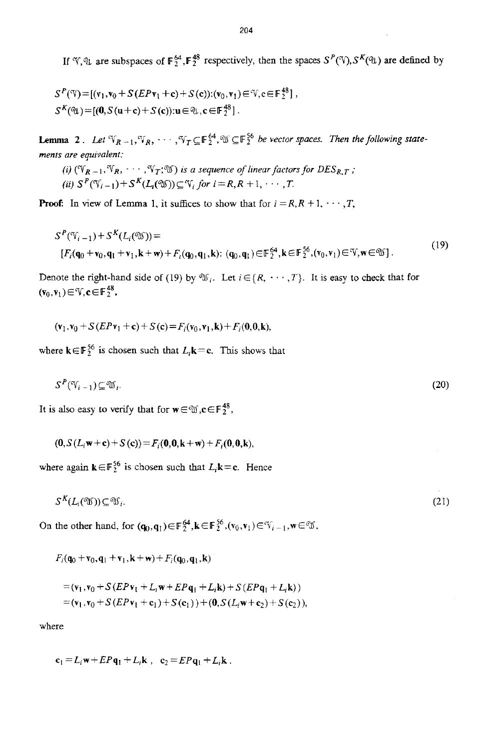If $\mathcal{V}, \mathcal{U}$ are subspaces of $\mathbb{F}_2^{64}, \mathbb{F}_2^{48}$ respectively, then the spaces $S^P(\mathcal{V}), S^K(\mathcal{U})$ are defined by

$$S^P(\mathcal{V}) = [(\mathbf{v}_1, \mathbf{v}_0 + S(EP\mathbf{v}_1 + \mathbf{c}) + S(\mathbf{c})) : (\mathbf{v}_0, \mathbf{v}_1) \in \mathcal{V}, \mathbf{c} \in \mathbb{F}_2^{48}],$$

$$S^K(\mathcal{U}) = [(\mathbf{0}, S(\mathbf{u} + \mathbf{c}) + S(\mathbf{c})) : \mathbf{u} \in \mathcal{U}, \mathbf{c} \in \mathbb{F}_2^{48}].$$

**Lemma 2.** *Let $\mathcal{V}_{R-1}, \mathcal{V}_R, \cdots, \mathcal{V}_T \subseteq \mathbb{F}_2^{64}, \mathcal{W} \subseteq \mathbb{F}_2^{56}$ be vector spaces. Then the following statements are equivalent:*

*(i) $(\mathcal{V}_{R-1}, \mathcal{V}_R, \cdots, \mathcal{V}_T; \mathcal{W})$ is a sequence of linear factors for $DES_{R,T}$;*

*(ii) $S^P(\mathcal{V}_{i-1}) + S^K(L_i(\mathcal{W})) \subseteq \mathcal{V}_i$ for $i = R, R+1, \cdots, T$.*

**Proof:** In view of Lemma 1, it suffices to show that for $i = R, R+1, \cdots, T$,

$$S^P(\mathcal{V}_{i-1}) + S^K(L_i(\mathcal{W})) = \\ [F_i(\mathbf{q}_0 + \mathbf{v}_0, \mathbf{q}_1 + \mathbf{v}_1, \mathbf{k} + \mathbf{w}) + F_i(\mathbf{q}_0, \mathbf{q}_1, \mathbf{k}) : (\mathbf{q}_0, \mathbf{q}_1) \in \mathbb{F}_2^{64}, \mathbf{k} \in \mathbb{F}_2^{56}, (\mathbf{v}_0, \mathbf{v}_1) \in \mathcal{V}, \mathbf{w} \in \mathcal{W}]. \tag{19}$$

Denote the right-hand side of (19) by $\mathcal{W}_i$. Let $i \in \{R, \cdots, T\}$. It is easy to check that for $(\mathbf{v}_0, \mathbf{v}_1) \in \mathcal{V}, \mathbf{c} \in \mathbb{F}_2^{48}$,

$$(\mathbf{v}_1, \mathbf{v}_0 + S(EP\mathbf{v}_1 + \mathbf{c}) + S(\mathbf{c}) = F_i(\mathbf{v}_0, \mathbf{v}_1, \mathbf{k}) + F_i(\mathbf{0}, \mathbf{0}, \mathbf{k}),$$

where $\mathbf{k} \in \mathbb{F}_2^{56}$ is chosen such that $L_i\mathbf{k} = \mathbf{c}$. This shows that

$$S^P(\mathcal{V}_{i-1}) \subseteq \mathcal{W}_i. \tag{20}$$

It is also easy to verify that for $\mathbf{w} \in \mathcal{W}, \mathbf{c} \in \mathbb{F}_2^{48}$,

$$(\mathbf{0}, S(L_i\mathbf{w} + \mathbf{c}) + S(\mathbf{c})) = F_i(\mathbf{0}, \mathbf{0}, \mathbf{k} + \mathbf{w}) + F_i(\mathbf{0}, \mathbf{0}, \mathbf{k}),$$

where again $\mathbf{k} \in \mathbb{F}_2^{56}$ is chosen such that $L_i\mathbf{k} = \mathbf{c}$. Hence

$$S^K(L_i(\mathcal{W})) \subseteq \mathcal{W}_i. \tag{21}$$

On the other hand, for $(\mathbf{q}_0, \mathbf{q}_1) \in \mathbb{F}_2^{64}, \mathbf{k} \in \mathbb{F}_2^{56}, (\mathbf{v}_0, \mathbf{v}_1) \in \mathcal{V}_{i-1}, \mathbf{w} \in \mathcal{W}$,

$$F_i(\mathbf{q}_0 + \mathbf{v}_0, \mathbf{q}_1 + \mathbf{v}_1, \mathbf{k} + \mathbf{w}) + F_i(\mathbf{q}_0, \mathbf{q}_1, \mathbf{k})$$

$$= (\mathbf{v}_1, \mathbf{v}_0 + S(EP\mathbf{v}_1 + L_i\mathbf{w} + EP\mathbf{q}_1 + L_i\mathbf{k}) + S(EP\mathbf{q}_1 + L_i\mathbf{k}))$$

$$= (\mathbf{v}_1, \mathbf{v}_0 + S(EP\mathbf{v}_1 + \mathbf{c}_1) + S(\mathbf{c}_1)) + (\mathbf{0}, S(L_i\mathbf{w} + \mathbf{c}_2) + S(\mathbf{c}_2)),$$

where

$$\mathbf{c}_1 = L_i\mathbf{w} + EP\mathbf{q}_1 + L_i\mathbf{k}, \quad \mathbf{c}_2 = EP\mathbf{q}_1 + L_i\mathbf{k}.$$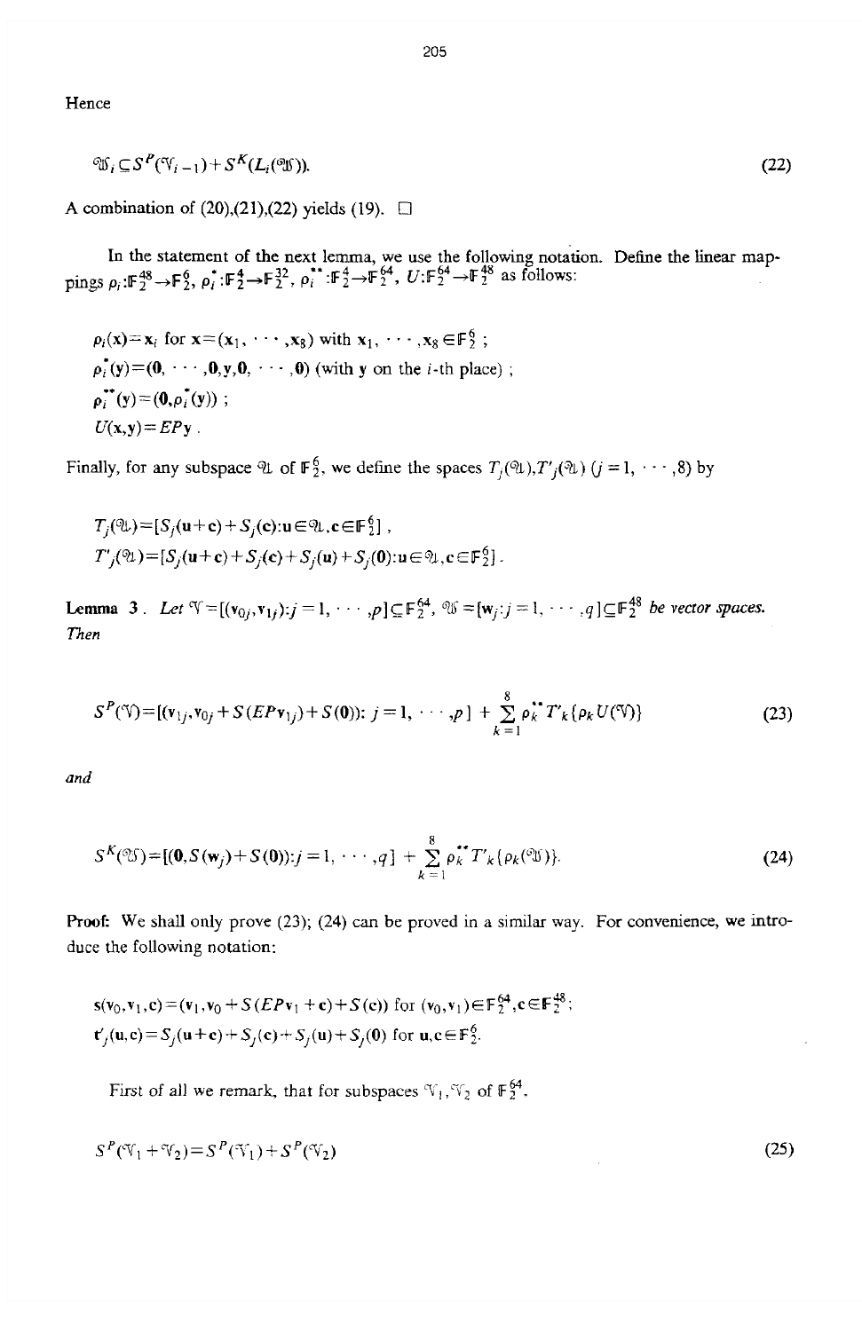Hence

$$\mathcal{W}_i \subseteq S^P(\mathcal{V}_{i-1}) + S^K(L_i(\mathcal{W})). \tag{22}$$

A combination of (20),(21),(22) yields (19). □

In the statement of the next lemma, we use the following notation. Define the linear mappings $\rho_i : \mathbb{F}_2^{48} \to \mathbb{F}_2^6$, $\rho_i^* : \mathbb{F}_2^4 \to \mathbb{F}_2^{32}$, $\rho_i^{**} : \mathbb{F}_2^4 \to \mathbb{F}_2^{64}$, $U : \mathbb{F}_2^{64} \to \mathbb{F}_2^{48}$ as follows:

$\rho_i(\mathbf{x}) = \mathbf{x}_i$ for $\mathbf{x} = (\mathbf{x}_1, \cdots, \mathbf{x}_8)$ with $\mathbf{x}_1, \cdots, \mathbf{x}_8 \in \mathbb{F}_2^6$ ;

$\rho_i^*(\mathbf{y}) = (\mathbf{0}, \cdots, \mathbf{0}, \mathbf{y}, \mathbf{0}, \cdots, \mathbf{0})$ (with $\mathbf{y}$ on the $i$-th place) ;

$\rho_i^{**}(\mathbf{y}) = (\mathbf{0}, \rho_i^*(\mathbf{y}))$ ;

$U(\mathbf{x}, \mathbf{y}) = EP\mathbf{y}$ .

Finally, for any subspace $\mathcal{U}$ of $\mathbb{F}_2^6$, we define the spaces $T_j(\mathcal{U}), T'_j(\mathcal{U})$ $(j = 1, \cdots, 8)$ by

$$T_j(\mathcal{U}) = [S_j(\mathbf{u} + \mathbf{c}) + S_j(\mathbf{c}) : \mathbf{u} \in \mathcal{U}, \mathbf{c} \in \mathbb{F}_2^6] \ ,$$

$$T'_j(\mathcal{U}) = [S_j(\mathbf{u} + \mathbf{c}) + S_j(\mathbf{c}) + S_j(\mathbf{u}) + S_j(\mathbf{0}) : \mathbf{u} \in \mathcal{U}, \mathbf{c} \in \mathbb{F}_2^6] \ .$$

**Lemma 3** . *Let* $\mathcal{V} = [(\mathbf{v}_{0j}, \mathbf{v}_{1j}) : j = 1, \cdots, p] \subseteq \mathbb{F}_2^{64}$, $\mathcal{W} = [\mathbf{w}_j : j = 1, \cdots, q] \subseteq \mathbb{F}_2^{48}$ *be vector spaces. Then*

$$S^P(\mathcal{V}) = [(\mathbf{v}_{1j}, \mathbf{v}_{0j} + S(EP\mathbf{v}_{1j}) + S(\mathbf{0})) : \ j = 1, \cdots, p] \ + \sum_{k=1}^{8} \rho_k^{**} T'_k\{\rho_k U(\mathcal{V})\} \tag{23}$$

*and*

$$S^K(\mathcal{W}) = [(\mathbf{0}, S(\mathbf{w}_j) + S(\mathbf{0})) : j = 1, \cdots, q] \ + \sum_{k=1}^{8} \rho_k^{**} T'_k\{\rho_k(\mathcal{W})\}. \tag{24}$$

**Proof:** We shall only prove (23); (24) can be proved in a similar way. For convenience, we introduce the following notation:

$\mathbf{s}(\mathbf{v}_0, \mathbf{v}_1, \mathbf{c}) = (\mathbf{v}_1, \mathbf{v}_0 + S(EP\mathbf{v}_1 + \mathbf{c}) + S(\mathbf{c}))$ for $(\mathbf{v}_0, \mathbf{v}_1) \in \mathbb{F}_2^{64}, \mathbf{c} \in \mathbb{F}_2^{48}$;

$\mathbf{t}'_j(\mathbf{u}, \mathbf{c}) = S_j(\mathbf{u} + \mathbf{c}) + S_j(\mathbf{c}) + S_j(\mathbf{u}) + S_j(\mathbf{0})$ for $\mathbf{u}, \mathbf{c} \in \mathbb{F}_2^6$.

First of all we remark, that for subspaces $\mathcal{V}_1, \mathcal{V}_2$ of $\mathbb{F}_2^{64}$,

$$S^P(\mathcal{V}_1 + \mathcal{V}_2) = S^P(\mathcal{V}_1) + S^P(\mathcal{V}_2) \tag{25}$$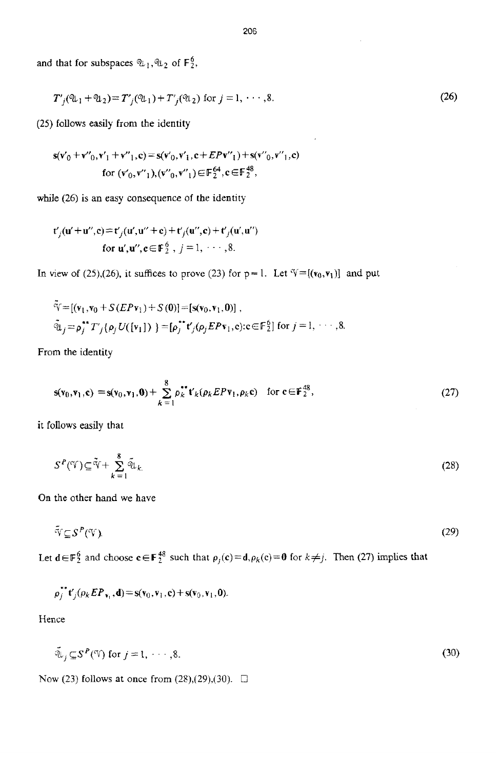and that for subspaces $\mathcal{U}_1, \mathcal{U}_2$ of $\mathbb{F}_2^6$,

$$T'_j(\mathcal{U}_1 + \mathcal{U}_2) = T'_j(\mathcal{U}_1) + T'_j(\mathcal{U}_2) \text{ for } j = 1, \cdots, 8. \tag{26}$$

(25) follows easily from the identity

$$\mathbf{s}(\mathbf{v}'_0 + \mathbf{v}''_0, \mathbf{v}'_1 + \mathbf{v}''_1, \mathbf{c}) = \mathbf{s}(\mathbf{v}'_0, \mathbf{v}'_1, \mathbf{c} + EP\mathbf{v}''_1) + \mathbf{s}(\mathbf{v}''_0, \mathbf{v}''_1, \mathbf{c})$$
$$\text{for } (\mathbf{v}'_0, \mathbf{v}''_1), (\mathbf{v}''_0, \mathbf{v}''_1) \in \mathbb{F}_2^{64}, \mathbf{c} \in \mathbb{F}_2^{48},$$

while (26) is an easy consequence of the identity

$$\mathbf{t}'_j(\mathbf{u}' + \mathbf{u}'', \mathbf{c}) = \mathbf{t}'_j(\mathbf{u}', \mathbf{u}'' + \mathbf{c}) + \mathbf{t}'_j(\mathbf{u}'', \mathbf{c}) + \mathbf{t}'_j(\mathbf{u}', \mathbf{u}'')$$
$$\text{for } \mathbf{u}', \mathbf{u}'', \mathbf{c} \in \mathbb{F}_2^6, \ j = 1, \cdots, 8.$$

In view of (25),(26), it suffices to prove (23) for $p = 1$. Let $\mathcal{V} = [(\mathbf{v}_0, \mathbf{v}_1)]$ and put

$$\tilde{\mathcal{V}} = [(\mathbf{v}_1, \mathbf{v}_0 + S(EP\mathbf{v}_1) + S(\mathbf{0})] = [\mathbf{s}(\mathbf{v}_0, \mathbf{v}_1, \mathbf{0})],$$
$$\tilde{\mathcal{U}}_j = \rho_j^{**} T'_j\{\rho_j U([\mathbf{v}_1])\} = [\rho_j^{**} \mathbf{t}'_j(\rho_j EP\mathbf{v}_1, \mathbf{c}) : \mathbf{c} \in \mathbb{F}_2^6] \text{ for } j = 1, \cdots, 8.$$

From the identity

$$\mathbf{s}(\mathbf{v}_0, \mathbf{v}_1, \mathbf{c}) = \mathbf{s}(\mathbf{v}_0, \mathbf{v}_1, \mathbf{0}) + \sum_{k=1}^{8} \rho_k^{**} \mathbf{t}'_k(\rho_k EP\mathbf{v}_1, \rho_k \mathbf{c}) \quad \text{for } \mathbf{c} \in \mathbb{F}_2^{48}, \tag{27}$$

it follows easily that

$$S^P(\mathcal{V}) \subseteq \tilde{\mathcal{V}} + \sum_{k=1}^{8} \tilde{\mathcal{U}}_k. \tag{28}$$

On the other hand we have

$$\tilde{\mathcal{V}} \subseteq S^P(\mathcal{V}). \tag{29}$$

Let $\mathbf{d} \in \mathbb{F}_2^6$ and choose $\mathbf{c} \in \mathbb{F}_2^{48}$ such that $\rho_j(\mathbf{c}) = \mathbf{d}, \rho_k(\mathbf{c}) = \mathbf{0}$ for $k \neq j$. Then (27) implies that

$$\rho_j^{**} \mathbf{t}'_j(\rho_k EP_{\mathbf{v}_1}, \mathbf{d}) = \mathbf{s}(\mathbf{v}_0, \mathbf{v}_1, \mathbf{c}) + \mathbf{s}(\mathbf{v}_0, \mathbf{v}_1, \mathbf{0}).$$

Hence

$$\tilde{\mathcal{U}}_j \subseteq S^P(\mathcal{V}) \text{ for } j = 1, \cdots, 8. \tag{30}$$

Now (23) follows at once from (28),(29),(30). □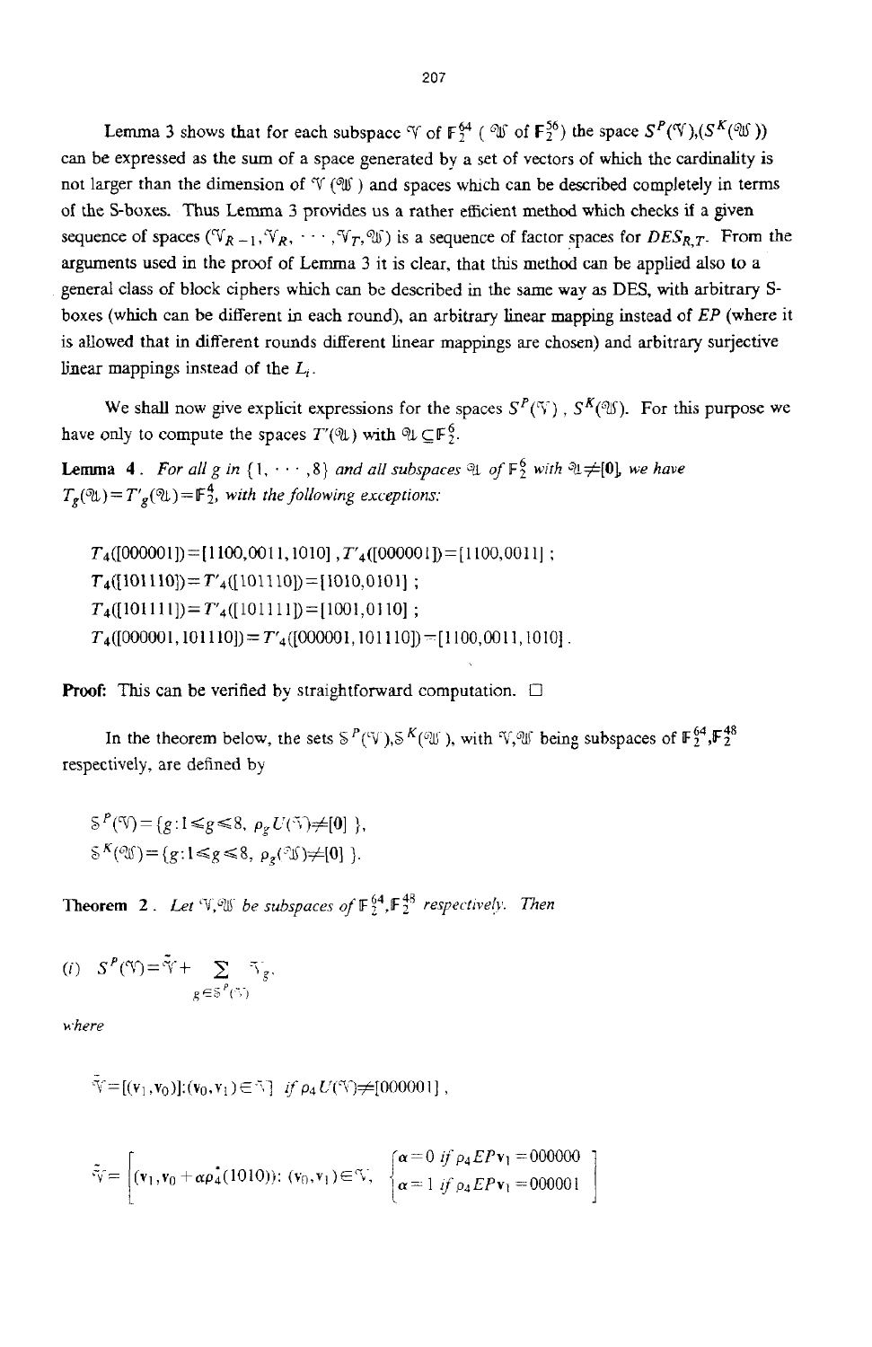Lemma 3 shows that for each subspace $\mathcal{V}$ of $\mathbb{F}_2^{64}$ ( $\mathcal{W}$ of $\mathbb{F}_2^{56}$) the space $S^P(\mathcal{V}),(S^K(\mathcal{W}))$ can be expressed as the sum of a space generated by a set of vectors of which the cardinality is not larger than the dimension of $\mathcal{V}$ ($\mathcal{W}$ ) and spaces which can be described completely in terms of the S-boxes. Thus Lemma 3 provides us a rather efficient method which checks if a given sequence of spaces $(\mathcal{V}_{R-1}, \mathcal{V}_R, \cdots, \mathcal{V}_T, \mathcal{W})$ is a sequence of factor spaces for $DES_{R,T}$. From the arguments used in the proof of Lemma 3 it is clear, that this method can be applied also to a general class of block ciphers which can be described in the same way as DES, with arbitrary S-boxes (which can be different in each round), an arbitrary linear mapping instead of $EP$ (where it is allowed that in different rounds different linear mappings are chosen) and arbitrary surjective linear mappings instead of the $L_i$.

We shall now give explicit expressions for the spaces $S^P(\mathcal{V})$ , $S^K(\mathcal{W})$. For this purpose we have only to compute the spaces $T'(\mathcal{U})$ with $\mathcal{U} \subseteq \mathbb{F}_2^6$.

**Lemma 4** . *For all $g$ in $\{1, \cdots ,8\}$ and all subspaces $\mathcal{U}$ of $\mathbb{F}_2^6$ with $\mathcal{U} \neq [\mathbf{0}]$, we have $T_g(\mathcal{U}) = T'_g(\mathcal{U}) = \mathbb{F}_2^4$, with the following exceptions:*

$T_4([000001]) = [1100,0011,1010]$ , $T'_4([000001]) = [1100,0011]$ ;

$T_4([101110]) = T'_4([101110]) = [1010,0101]$ ;

$T_4([101111]) = T'_4([101111]) = [1001,0110]$ ;

$T_4([000001,101110]) = T'_4([000001,101110]) = [1100,0011,1010]$ .

**Proof:** This can be verified by straightforward computation. □

In the theorem below, the sets $\mathbb{S}^P(\mathcal{V}), \mathbb{S}^K(\mathcal{W})$, with $\mathcal{V}, \mathcal{W}$ being subspaces of $\mathbb{F}_2^{64}, \mathbb{F}_2^{48}$ respectively, are defined by

$$\mathbb{S}^P(\mathcal{V}) = \{g : 1 \leqslant g \leqslant 8,\ \rho_g U(\mathcal{V}) \neq [0]\ \},$$

$$\mathbb{S}^K(\mathcal{W}) = \{g : 1 \leqslant g \leqslant 8,\ \rho_g(\mathcal{W}) \neq [0]\ \}.$$

**Theorem 2** . *Let $\mathcal{V}, \mathcal{W}$ be subspaces of $\mathbb{F}_2^{64}, \mathbb{F}_2^{48}$ respectively. Then*

$$(i)\quad S^P(\mathcal{V}) = \tilde{\mathcal{V}} + \sum_{g \in \mathbb{S}^P(\mathcal{V})} \mathcal{V}_g,$$

*where*

$$\tilde{\mathcal{V}} = [(\mathbf{v}_1, \mathbf{v}_0)] : (\mathbf{v}_0, \mathbf{v}_1) \in \mathcal{V}] \quad \text{if } \rho_4 U(\mathcal{V}) \neq [000001]\,,$$

$$\tilde{\mathcal{V}} = \left[ (\mathbf{v}_1, \mathbf{v}_0 + \alpha \rho_4^*(1010)) : (\mathbf{v}_0, \mathbf{v}_1) \in \mathcal{V},\ \begin{cases} \alpha = 0 \text{ if } \rho_4 EP\mathbf{v}_1 = 000000 \\ \alpha = 1 \text{ if } \rho_4 EP\mathbf{v}_1 = 000001 \end{cases} \right]$$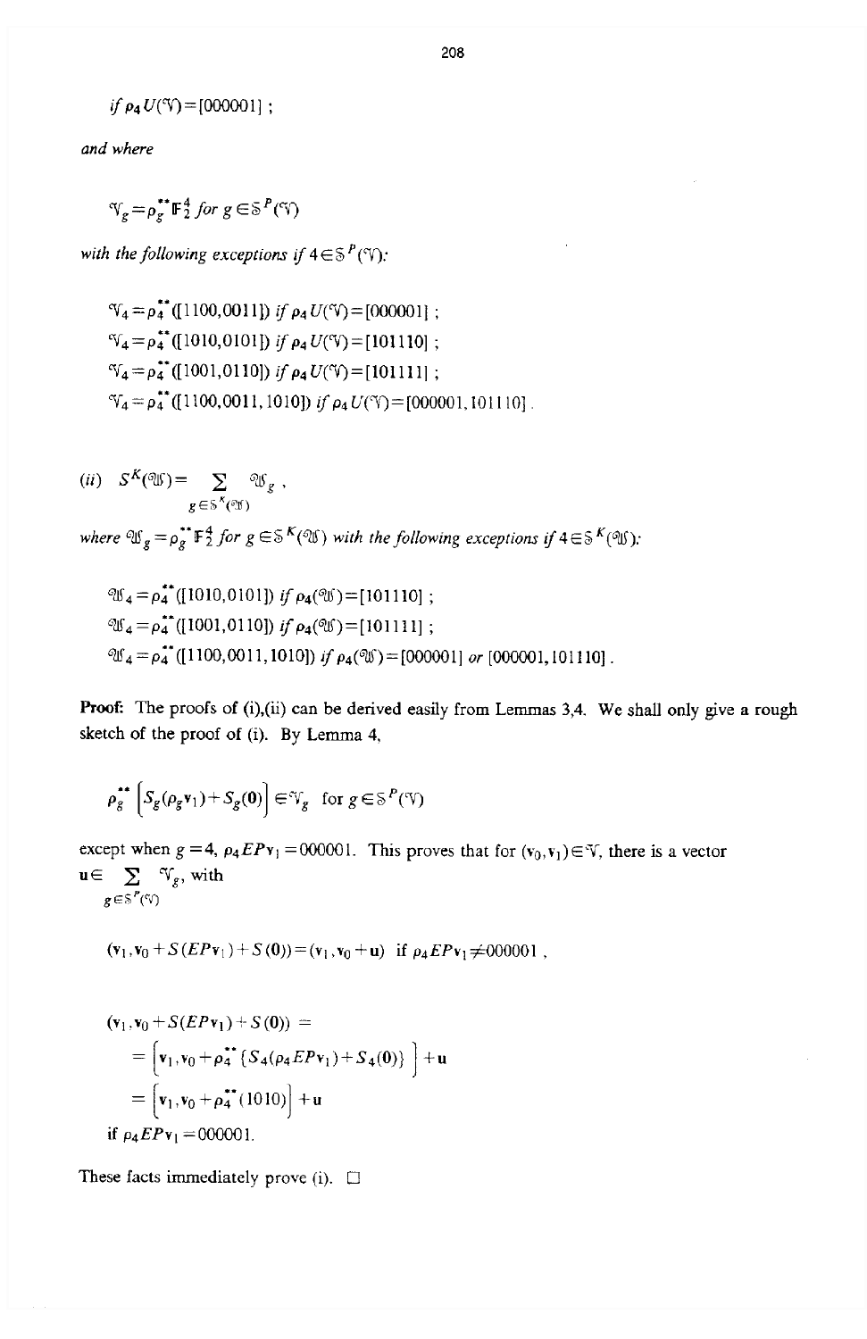*if* $\rho_4 U(\mathcal{V}) = [000001]$ ;

*and where*

$$\mathcal{V}_g = \rho_g^{**} \mathbb{F}_2^4 \text{ for } g \in \mathbb{S}^P(\mathcal{V})$$

*with the following exceptions if* $4 \in \mathbb{S}^P(\mathcal{V})$:

$$\mathcal{V}_4 = \rho_4^{**}([1100,0011]) \text{ if } \rho_4 U(\mathcal{V}) = [000001] ;$$

$$\mathcal{V}_4 = \rho_4^{**}([1010,0101]) \text{ if } \rho_4 U(\mathcal{V}) = [101110] ;$$

$$\mathcal{V}_4 = \rho_4^{**}([1001,0110]) \text{ if } \rho_4 U(\mathcal{V}) = [101111] ;$$

$$\mathcal{V}_4 = \rho_4^{**}([1100,0011,1010]) \text{ if } \rho_4 U(\mathcal{V}) = [000001,101110] .$$

*(ii)* $$S^K(\mathcal{W}) = \sum_{g \in \mathbb{S}^K(\mathcal{W})} \mathcal{W}_g ,$$

*where* $\mathcal{W}_g = \rho_g^{**} \mathbb{F}_2^4$ *for* $g \in \mathbb{S}^K(\mathcal{W})$ *with the following exceptions if* $4 \in \mathbb{S}^K(\mathcal{W})$:

$$\mathcal{W}_4 = \rho_4^{**}([1010,0101]) \text{ if } \rho_4(\mathcal{W}) = [101110] ;$$

$$\mathcal{W}_4 = \rho_4^{**}([1001,0110]) \text{ if } \rho_4(\mathcal{W}) = [101111] ;$$

$$\mathcal{W}_4 = \rho_4^{**}([1100,0011,1010]) \text{ if } \rho_4(\mathcal{W}) = [000001] \text{ or } [000001,101110] .$$

**Proof:** The proofs of (i),(ii) can be derived easily from Lemmas 3,4. We shall only give a rough sketch of the proof of (i). By Lemma 4,

$$\rho_g^{**}\left[S_g(\rho_g \mathbf{v}_1) + S_g(\mathbf{0})\right] \in \mathcal{V}_g \quad \text{for } g \in \mathbb{S}^P(\mathcal{V})$$

except when $g = 4$, $\rho_4 EP\mathbf{v}_1 = 000001$. This proves that for $(\mathbf{v}_0, \mathbf{v}_1) \in \mathcal{V}$, there is a vector $\mathbf{u} \in \sum_{g \in \mathbb{S}^P(\mathcal{V})} \mathcal{V}_g$, with

$$(\mathbf{v}_1, \mathbf{v}_0 + S(EP\mathbf{v}_1) + S(\mathbf{0})) = (\mathbf{v}_1, \mathbf{v}_0 + \mathbf{u}) \text{ if } \rho_4 EP\mathbf{v}_1 \neq 000001 ,$$

$$\begin{aligned}
&(\mathbf{v}_1, \mathbf{v}_0 + S(EP\mathbf{v}_1) + S(\mathbf{0})) = \\
&= \left[\mathbf{v}_1, \mathbf{v}_0 + \rho_4^{**}\{S_4(\rho_4 EP\mathbf{v}_1) + S_4(\mathbf{0})\}\right] + \mathbf{u} \\
&= \left[\mathbf{v}_1, \mathbf{v}_0 + \rho_4^{**}(1010)\right] + \mathbf{u}
\end{aligned}$$

if $\rho_4 EP\mathbf{v}_1 = 000001$.

These facts immediately prove (i). □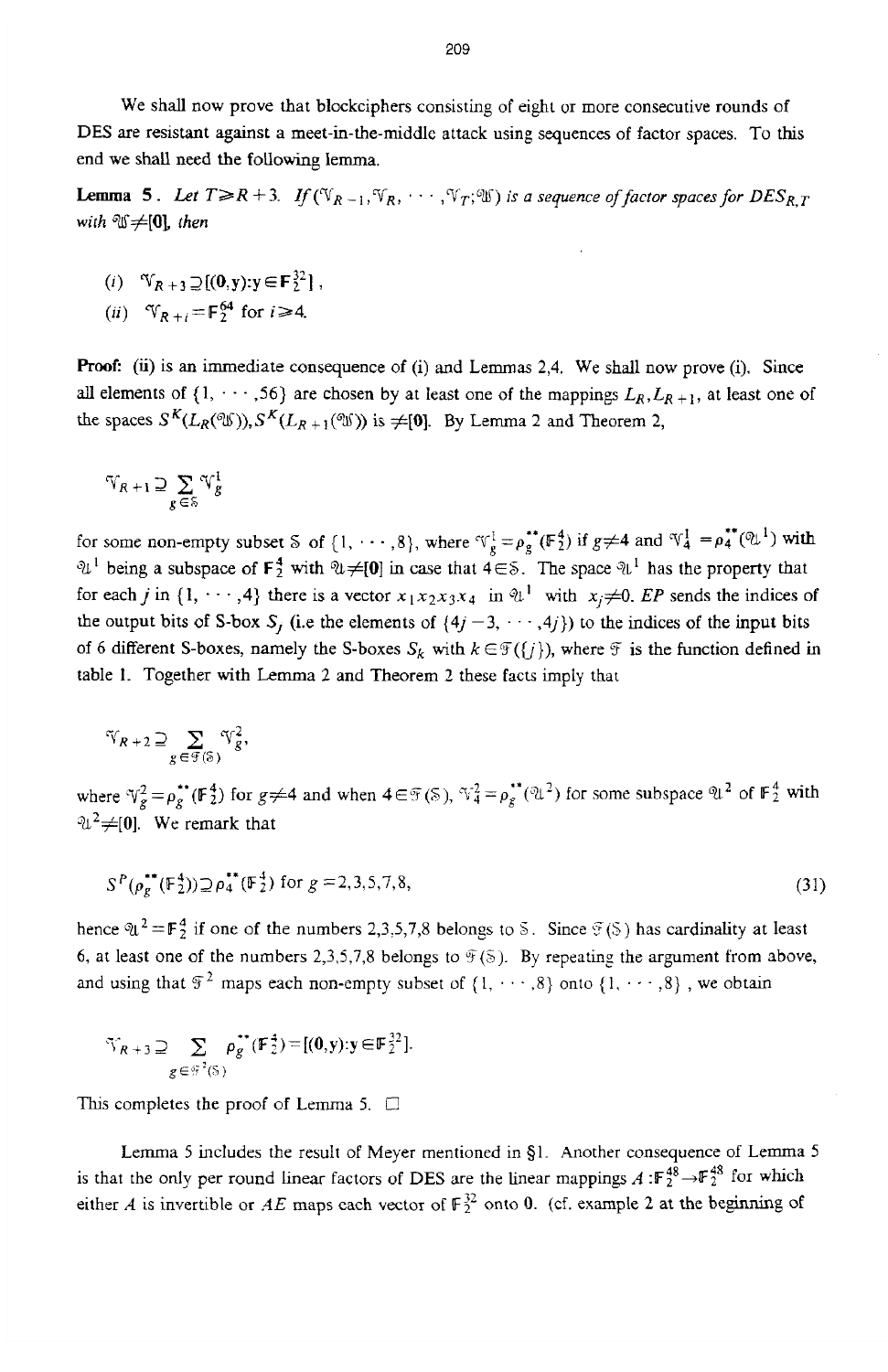We shall now prove that blockciphers consisting of eight or more consecutive rounds of DES are resistant against a meet-in-the-middle attack using sequences of factor spaces. To this end we shall need the following lemma.

**Lemma 5**. *Let $T \geq R+3$. If $(\mathcal{V}_{R-1}, \mathcal{V}_R, \cdots, \mathcal{V}_T; \mathcal{W})$ is a sequence of factor spaces for $DES_{R,T}$ with $\mathcal{W} \neq [\mathbf{0}]$, then*

(*i*) $\mathcal{V}_{R+3} \supseteq [(\mathbf{0},\mathbf{y}) : \mathbf{y} \in \mathbb{F}_2^{32}]$,

(*ii*) $\mathcal{V}_{R+i} = \mathbb{F}_2^{64}$ for $i \geq 4$.

**Proof:** (ii) is an immediate consequence of (i) and Lemmas 2,4. We shall now prove (i). Since all elements of $\{1, \cdots, 56\}$ are chosen by at least one of the mappings $L_R, L_{R+1}$, at least one of the spaces $S^K(L_R(\mathcal{W})), S^K(L_{R+1}(\mathcal{W}))$ is $\neq [\mathbf{0}]$. By Lemma 2 and Theorem 2,

$$\mathcal{V}_{R+1} \supseteq \sum_{g \in \mathcal{S}} \mathcal{V}_g^1$$

for some non-empty subset $\mathcal{S}$ of $\{1, \cdots, 8\}$, where $\mathcal{V}_g^1 = \rho_g^{**}(\mathbb{F}_2^4)$ if $g \neq 4$ and $\mathcal{V}_4^1 = \rho_4^{**}(\mathcal{U}^1)$ with $\mathcal{U}^1$ being a subspace of $\mathbb{F}_2^4$ with $\mathcal{U} \neq [\mathbf{0}]$ in case that $4 \in \mathcal{S}$. The space $\mathcal{U}^1$ has the property that for each $j$ in $\{1, \cdots, 4\}$ there is a vector $x_1x_2x_3x_4$ in $\mathcal{U}^1$ with $x_j \neq 0$. *EP* sends the indices of the output bits of S-box $S_j$ (i.e the elements of $\{4j-3, \cdots, 4j\}$) to the indices of the input bits of 6 different S-boxes, namely the S-boxes $S_k$ with $k \in \mathcal{F}(\{j\})$, where $\mathcal{F}$ is the function defined in table 1. Together with Lemma 2 and Theorem 2 these facts imply that

$$\mathcal{V}_{R+2} \supseteq \sum_{g \in \mathcal{F}(\mathcal{S})} \mathcal{V}_g^2,$$

where $\mathcal{V}_g^2 = \rho_g^{**}(\mathbb{F}_2^4)$ for $g \neq 4$ and when $4 \in \mathcal{F}(\mathcal{S})$, $\mathcal{V}_4^2 = \rho_g^{**}(\mathcal{U}^2)$ for some subspace $\mathcal{U}^2$ of $\mathbb{F}_2^4$ with $\mathcal{U}^2 \neq [\mathbf{0}]$. We remark that

$$S^P(\rho_g^{**}(\mathbb{F}_2^4)) \supseteq \rho_4^{**}(\mathbb{F}_2^4) \text{ for } g = 2,3,5,7,8, \tag{31}$$

hence $\mathcal{U}^2 = \mathbb{F}_2^4$ if one of the numbers 2,3,5,7,8 belongs to $\mathcal{S}$. Since $\mathcal{F}(\mathcal{S})$ has cardinality at least 6, at least one of the numbers 2,3,5,7,8 belongs to $\mathcal{F}(\mathcal{S})$. By repeating the argument from above, and using that $\mathcal{F}^2$ maps each non-empty subset of $\{1, \cdots, 8\}$ onto $\{1, \cdots, 8\}$, we obtain

$$\mathcal{V}_{R+3} \supseteq \sum_{g \in \mathcal{F}^2(\mathcal{S})} \rho_g^{**}(\mathbb{F}_2^4) = [(\mathbf{0},\mathbf{y}) : \mathbf{y} \in \mathbb{F}_2^{32}].$$

This completes the proof of Lemma 5. $\square$

Lemma 5 includes the result of Meyer mentioned in §1. Another consequence of Lemma 5 is that the only per round linear factors of DES are the linear mappings $A : \mathbb{F}_2^{48} \to \mathbb{F}_2^{48}$ for which either $A$ is invertible or $AE$ maps each vector of $\mathbb{F}_2^{32}$ onto $\mathbf{0}$. (cf. example 2 at the beginning of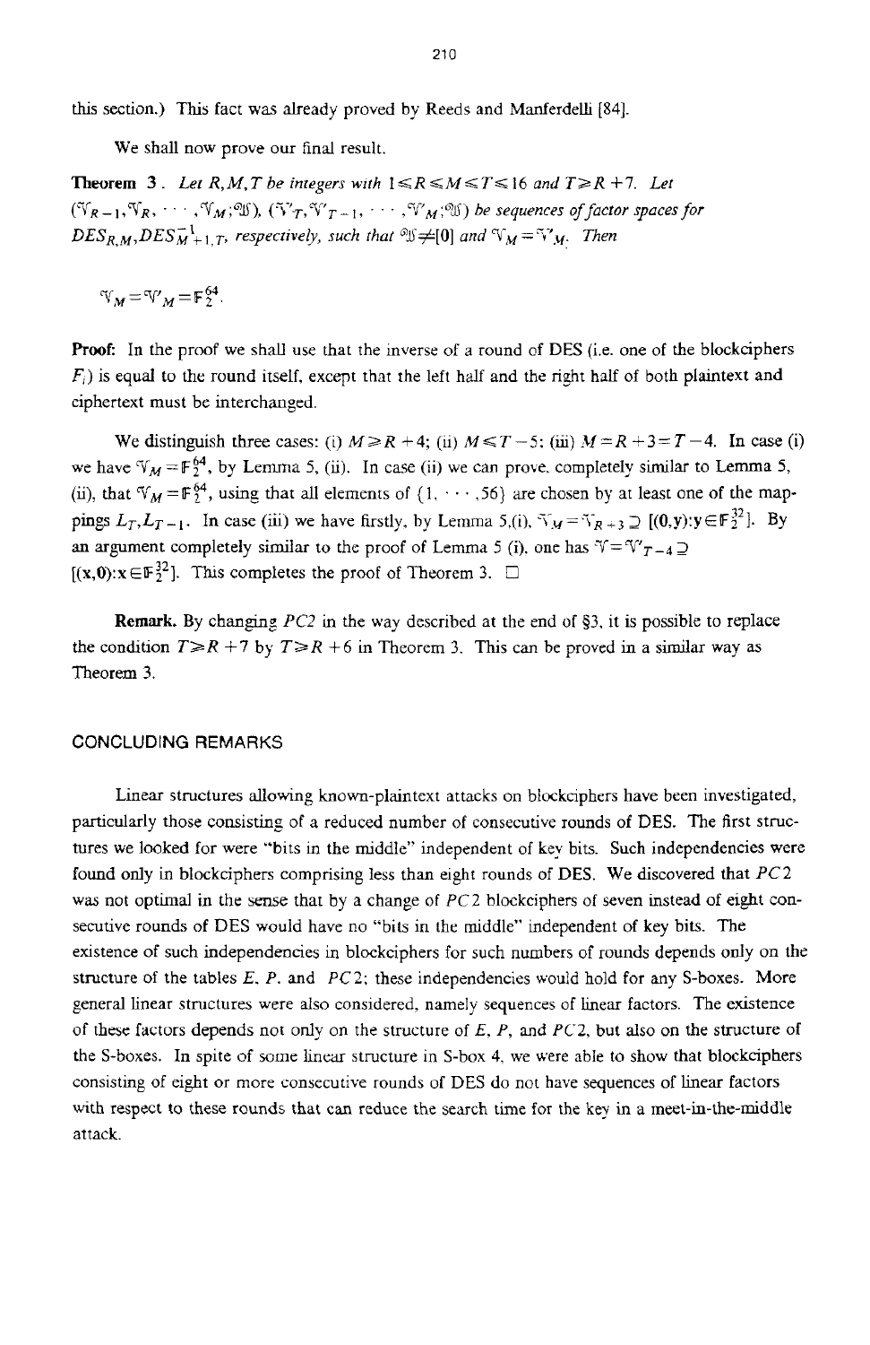this section.) This fact was already proved by Reeds and Manferdelli [84].

We shall now prove our final result.

**Theorem 3**. *Let $R, M, T$ be integers with $1 \leq R \leq M \leq T \leq 16$ and $T \geq R+7$. Let $(\mathcal{V}_{R-1}, \mathcal{V}_R, \cdots, \mathcal{V}_M; \mathcal{W})$, $(\mathcal{V}'_T, \mathcal{V}'_{T-1}, \cdots, \mathcal{V}'_M; \mathcal{W})$ be sequences of factor spaces for $DES_{R,M}, DES^{-1}_{M+1,T}$, respectively, such that $\mathcal{W} \neq [0]$ and $\mathcal{V}_M = \mathcal{V}'_M$. Then*

$$\mathcal{V}_M = \mathcal{V}'_M = \mathbb{F}_2^{64}.$$

**Proof:** In the proof we shall use that the inverse of a round of DES (i.e. one of the blockciphers $F_i$) is equal to the round itself, except that the left half and the right half of both plaintext and ciphertext must be interchanged.

We distinguish three cases: (i) $M \geq R+4$; (ii) $M \leq T-5$; (iii) $M = R+3 = T-4$. In case (i) we have $\mathcal{V}_M = \mathbb{F}_2^{64}$, by Lemma 5, (ii). In case (ii) we can prove, completely similar to Lemma 5, (ii), that $\mathcal{V}_M = \mathbb{F}_2^{64}$, using that all elements of $\{1, \cdots, 56\}$ are chosen by at least one of the mappings $L_T, L_{T-1}$. In case (iii) we have firstly, by Lemma 5,(i), $\mathcal{V}_M = \mathcal{V}_{R+3} \supseteq [(0,y): y \in \mathbb{F}_2^{32}]$. By an argument completely similar to the proof of Lemma 5 (i), one has $\mathcal{V} = \mathcal{V}'_{T-4} \supseteq [(x,0): x \in \mathbb{F}_2^{32}]$. This completes the proof of Theorem 3. □

**Remark.** By changing $PC2$ in the way described at the end of §3, it is possible to replace the condition $T \geq R+7$ by $T \geq R+6$ in Theorem 3. This can be proved in a similar way as Theorem 3.

## CONCLUDING REMARKS

Linear structures allowing known-plaintext attacks on blockciphers have been investigated, particularly those consisting of a reduced number of consecutive rounds of DES. The first structures we looked for were "bits in the middle" independent of key bits. Such independencies were found only in blockciphers comprising less than eight rounds of DES. We discovered that $PC2$ was not optimal in the sense that by a change of $PC2$ blockciphers of seven instead of eight consecutive rounds of DES would have no "bits in the middle" independent of key bits. The existence of such independencies in blockciphers for such numbers of rounds depends only on the structure of the tables $E$, $P$, and $PC2$; these independencies would hold for any S-boxes. More general linear structures were also considered, namely sequences of linear factors. The existence of these factors depends not only on the structure of $E$, $P$, and $PC2$, but also on the structure of the S-boxes. In spite of some linear structure in S-box 4, we were able to show that blockciphers consisting of eight or more consecutive rounds of DES do not have sequences of linear factors with respect to these rounds that can reduce the search time for the key in a meet-in-the-middle attack.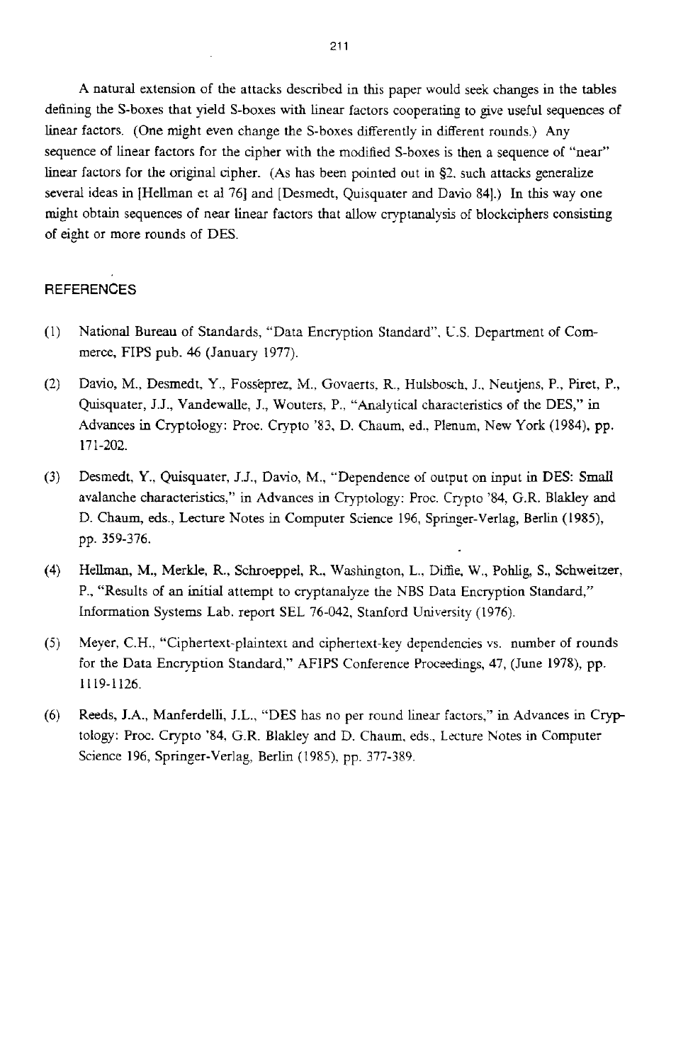A natural extension of the attacks described in this paper would seek changes in the tables defining the S-boxes that yield S-boxes with linear factors cooperating to give useful sequences of linear factors. (One might even change the S-boxes differently in different rounds.) Any sequence of linear factors for the cipher with the modified S-boxes is then a sequence of "near" linear factors for the original cipher. (As has been pointed out in §2, such attacks generalize several ideas in [Hellman et al 76] and [Desmedt, Quisquater and Davio 84].) In this way one might obtain sequences of near linear factors that allow cryptanalysis of blockciphers consisting of eight or more rounds of DES.

## REFERENCES

(1) National Bureau of Standards, "Data Encryption Standard", U.S. Department of Commerce, FIPS pub. 46 (January 1977).

(2) Davio, M., Desmedt, Y., Fosséprez, M., Govaerts, R., Hulsbosch, J., Neutjens, P., Piret, P., Quisquater, J.J., Vandewalle, J., Wouters, P., "Analytical characteristics of the DES," in Advances in Cryptology: Proc. Crypto '83, D. Chaum, ed., Plenum, New York (1984), pp. 171-202.

(3) Desmedt, Y., Quisquater, J.J., Davio, M., "Dependence of output on input in DES: Small avalanche characteristics," in Advances in Cryptology: Proc. Crypto '84, G.R. Blakley and D. Chaum, eds., Lecture Notes in Computer Science 196, Springer-Verlag, Berlin (1985), pp. 359-376.

(4) Hellman, M., Merkle, R., Schroeppel, R., Washington, L., Diffie, W., Pohlig, S., Schweitzer, P., "Results of an initial attempt to cryptanalyze the NBS Data Encryption Standard," Information Systems Lab. report SEL 76-042, Stanford University (1976).

(5) Meyer, C.H., "Ciphertext-plaintext and ciphertext-key dependencies vs. number of rounds for the Data Encryption Standard," AFIPS Conference Proceedings, 47, (June 1978), pp. 1119-1126.

(6) Reeds, J.A., Manferdelli, J.L., "DES has no per round linear factors," in Advances in Cryptology: Proc. Crypto '84, G.R. Blakley and D. Chaum, eds., Lecture Notes in Computer Science 196, Springer-Verlag, Berlin (1985), pp. 377-389.